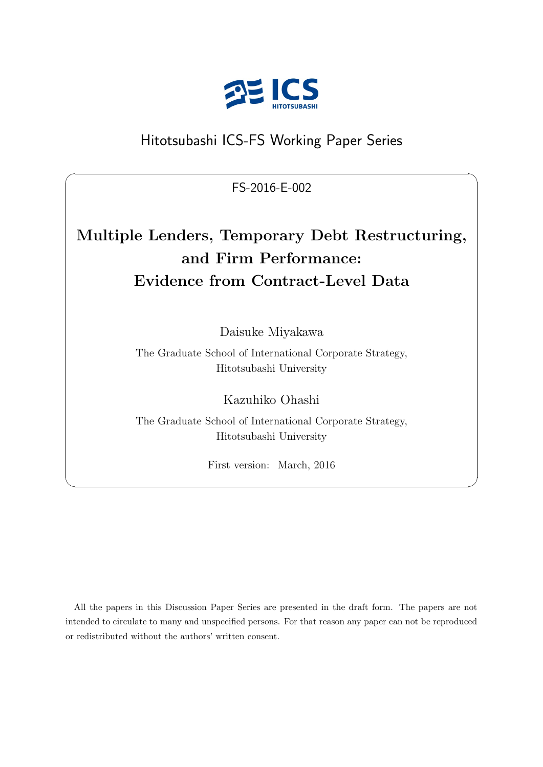Hitotsubashi ICS-FS Working Paper Series

FS-2016-E-002

# Multiple Lenders, Temporary Debt Restructuring, and Firm Performance: Evidence from Contract-Level Data

Daisuke Miyakawa

The Graduate School of International Corporate Strategy, Hitotsubashi University

Kazuhiko Ohashi

The Graduate School of International Corporate Strategy, Hitotsubashi University

First version: March, 2016

All the papers in this Discussion Paper Series are presented in the draft form. The papers are not intended to circulate to many and unspecified persons. For that reason any paper can not be reproduced or redistributed without the authors' written consent.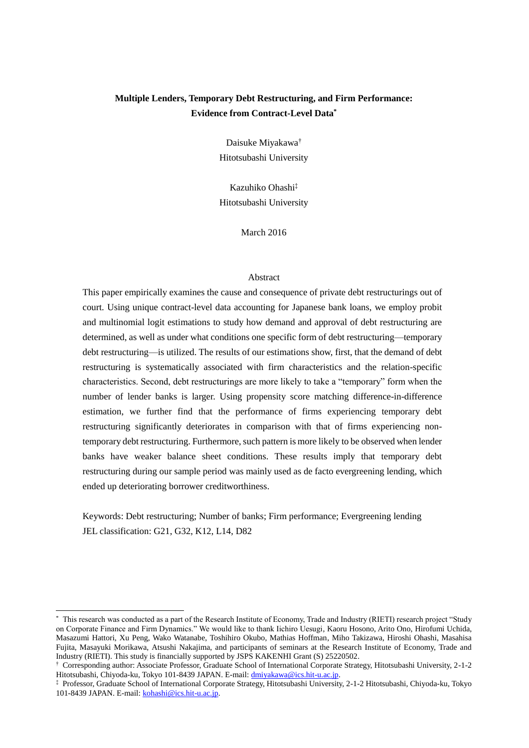**Multiple Lenders, Temporary Debt Restructuring, and Firm Performance: Evidence from Contract-Level Data***

Daisuke Miyakawa†
Hitotsubashi University

Kazuhiko Ohashi‡
Hitotsubashi University

March 2016

Abstract

This paper empirically examines the cause and consequence of private debt restructurings out of court. Using unique contract-level data accounting for Japanese bank loans, we employ probit and multinomial logit estimations to study how demand and approval of debt restructuring are determined, as well as under what conditions one specific form of debt restructuring—temporary debt restructuring—is utilized. The results of our estimations show, first, that the demand of debt restructuring is systematically associated with firm characteristics and the relation-specific characteristics. Second, debt restructurings are more likely to take a "temporary" form when the number of lender banks is larger. Using propensity score matching difference-in-difference estimation, we further find that the performance of firms experiencing temporary debt restructuring significantly deteriorates in comparison with that of firms experiencing non-temporary debt restructuring. Furthermore, such pattern is more likely to be observed when lender banks have weaker balance sheet conditions. These results imply that temporary debt restructuring during our sample period was mainly used as de facto evergreening lending, which ended up deteriorating borrower creditworthiness.

Keywords: Debt restructuring; Number of banks; Firm performance; Evergreening lending
JEL classification: G21, G32, K12, L14, D82

---

* This research was conducted as a part of the Research Institute of Economy, Trade and Industry (RIETI) research project "Study on Corporate Finance and Firm Dynamics." We would like to thank Iichiro Uesugi, Kaoru Hosono, Arito Ono, Hirofumi Uchida, Masazumi Hattori, Xu Peng, Wako Watanabe, Toshihiro Okubo, Mathias Hoffman, Miho Takizawa, Hiroshi Ohashi, Masahisa Fujita, Masayuki Morikawa, Atsushi Nakajima, and participants of seminars at the Research Institute of Economy, Trade and Industry (RIETI). This study is financially supported by JSPS KAKENHI Grant (S) 25220502.

† Corresponding author: Associate Professor, Graduate School of International Corporate Strategy, Hitotsubashi University, 2-1-2 Hitotsubashi, Chiyoda-ku, Tokyo 101-8439 JAPAN. E-mail: dmiyakawa@ics.hit-u.ac.jp.

‡ Professor, Graduate School of International Corporate Strategy, Hitotsubashi University, 2-1-2 Hitotsubashi, Chiyoda-ku, Tokyo 101-8439 JAPAN. E-mail: kohashi@ics.hit-u.ac.jp.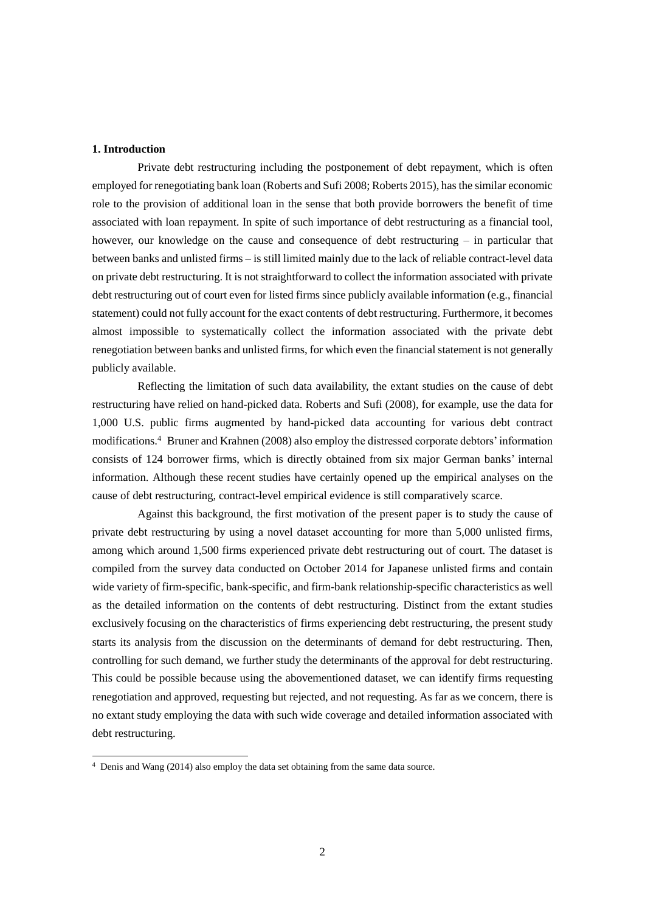## 1. Introduction

Private debt restructuring including the postponement of debt repayment, which is often employed for renegotiating bank loan (Roberts and Sufi 2008; Roberts 2015), has the similar economic role to the provision of additional loan in the sense that both provide borrowers the benefit of time associated with loan repayment. In spite of such importance of debt restructuring as a financial tool, however, our knowledge on the cause and consequence of debt restructuring – in particular that between banks and unlisted firms – is still limited mainly due to the lack of reliable contract-level data on private debt restructuring. It is not straightforward to collect the information associated with private debt restructuring out of court even for listed firms since publicly available information (e.g., financial statement) could not fully account for the exact contents of debt restructuring. Furthermore, it becomes almost impossible to systematically collect the information associated with the private debt renegotiation between banks and unlisted firms, for which even the financial statement is not generally publicly available.

Reflecting the limitation of such data availability, the extant studies on the cause of debt restructuring have relied on hand-picked data. Roberts and Sufi (2008), for example, use the data for 1,000 U.S. public firms augmented by hand-picked data accounting for various debt contract modifications.[4] Bruner and Krahnen (2008) also employ the distressed corporate debtors' information consists of 124 borrower firms, which is directly obtained from six major German banks' internal information. Although these recent studies have certainly opened up the empirical analyses on the cause of debt restructuring, contract-level empirical evidence is still comparatively scarce.

Against this background, the first motivation of the present paper is to study the cause of private debt restructuring by using a novel dataset accounting for more than 5,000 unlisted firms, among which around 1,500 firms experienced private debt restructuring out of court. The dataset is compiled from the survey data conducted on October 2014 for Japanese unlisted firms and contain wide variety of firm-specific, bank-specific, and firm-bank relationship-specific characteristics as well as the detailed information on the contents of debt restructuring. Distinct from the extant studies exclusively focusing on the characteristics of firms experiencing debt restructuring, the present study starts its analysis from the discussion on the determinants of demand for debt restructuring. Then, controlling for such demand, we further study the determinants of the approval for debt restructuring. This could be possible because using the abovementioned dataset, we can identify firms requesting renegotiation and approved, requesting but rejected, and not requesting. As far as we concern, there is no extant study employing the data with such wide coverage and detailed information associated with debt restructuring.

[4] Denis and Wang (2014) also employ the data set obtaining from the same data source.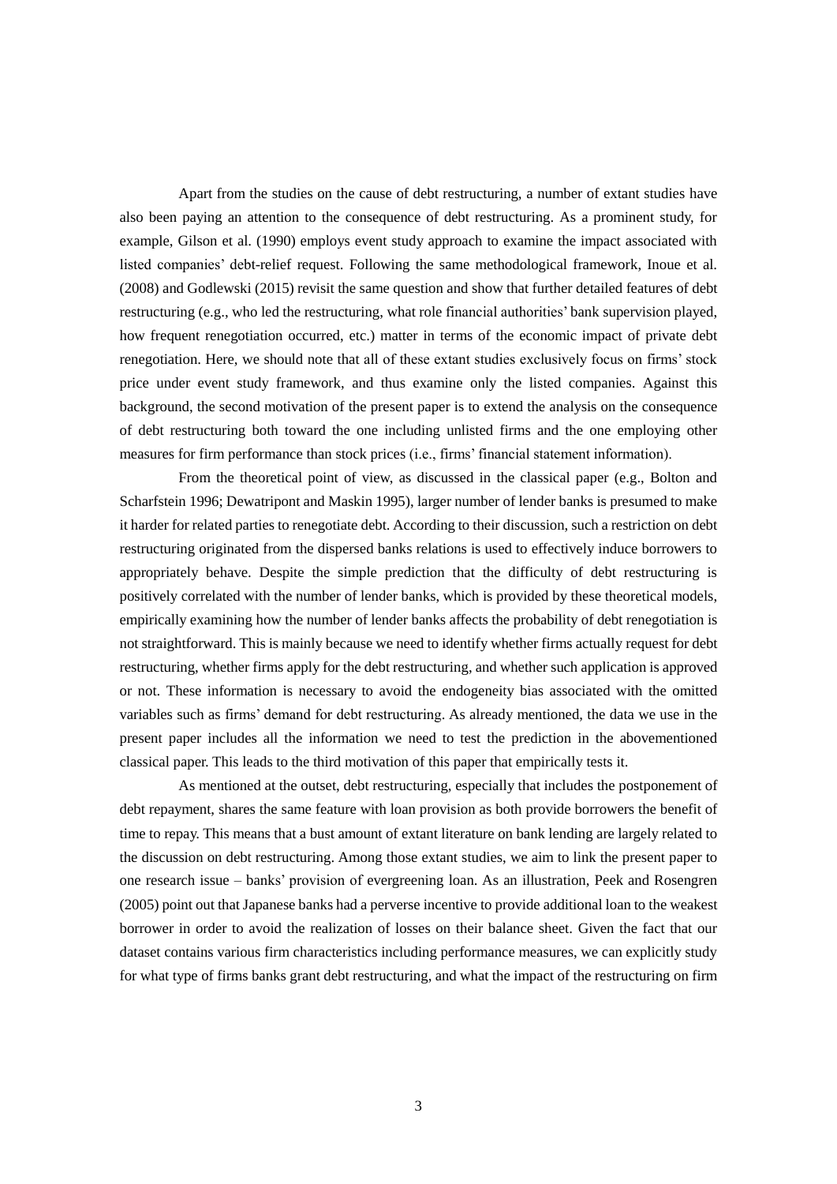Apart from the studies on the cause of debt restructuring, a number of extant studies have also been paying an attention to the consequence of debt restructuring. As a prominent study, for example, Gilson et al. (1990) employs event study approach to examine the impact associated with listed companies' debt-relief request. Following the same methodological framework, Inoue et al. (2008) and Godlewski (2015) revisit the same question and show that further detailed features of debt restructuring (e.g., who led the restructuring, what role financial authorities' bank supervision played, how frequent renegotiation occurred, etc.) matter in terms of the economic impact of private debt renegotiation. Here, we should note that all of these extant studies exclusively focus on firms' stock price under event study framework, and thus examine only the listed companies. Against this background, the second motivation of the present paper is to extend the analysis on the consequence of debt restructuring both toward the one including unlisted firms and the one employing other measures for firm performance than stock prices (i.e., firms' financial statement information).

From the theoretical point of view, as discussed in the classical paper (e.g., Bolton and Scharfstein 1996; Dewatripont and Maskin 1995), larger number of lender banks is presumed to make it harder for related parties to renegotiate debt. According to their discussion, such a restriction on debt restructuring originated from the dispersed banks relations is used to effectively induce borrowers to appropriately behave. Despite the simple prediction that the difficulty of debt restructuring is positively correlated with the number of lender banks, which is provided by these theoretical models, empirically examining how the number of lender banks affects the probability of debt renegotiation is not straightforward. This is mainly because we need to identify whether firms actually request for debt restructuring, whether firms apply for the debt restructuring, and whether such application is approved or not. These information is necessary to avoid the endogeneity bias associated with the omitted variables such as firms' demand for debt restructuring. As already mentioned, the data we use in the present paper includes all the information we need to test the prediction in the abovementioned classical paper. This leads to the third motivation of this paper that empirically tests it.

As mentioned at the outset, debt restructuring, especially that includes the postponement of debt repayment, shares the same feature with loan provision as both provide borrowers the benefit of time to repay. This means that a bust amount of extant literature on bank lending are largely related to the discussion on debt restructuring. Among those extant studies, we aim to link the present paper to one research issue – banks' provision of evergreening loan. As an illustration, Peek and Rosengren (2005) point out that Japanese banks had a perverse incentive to provide additional loan to the weakest borrower in order to avoid the realization of losses on their balance sheet. Given the fact that our dataset contains various firm characteristics including performance measures, we can explicitly study for what type of firms banks grant debt restructuring, and what the impact of the restructuring on firm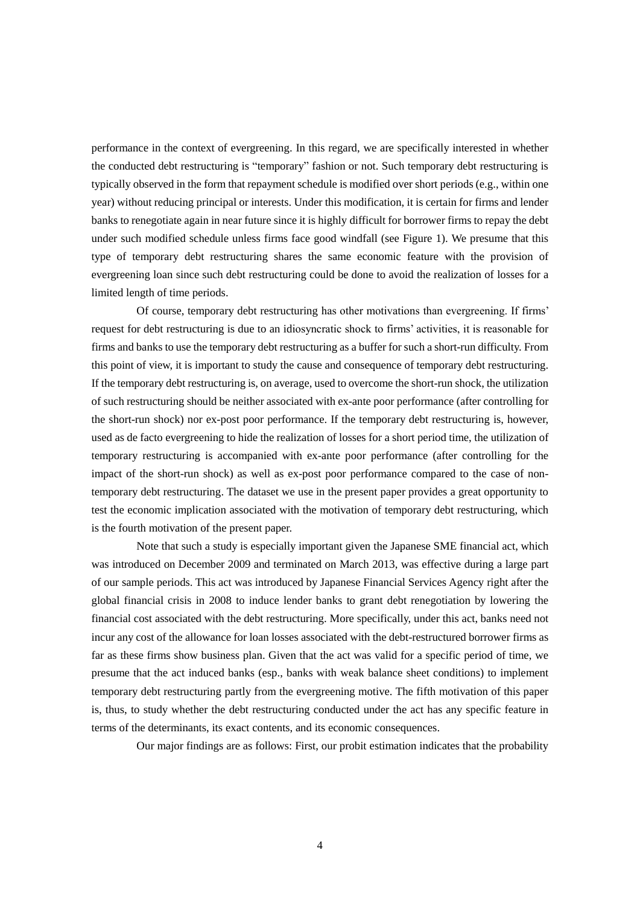performance in the context of evergreening. In this regard, we are specifically interested in whether the conducted debt restructuring is "temporary" fashion or not. Such temporary debt restructuring is typically observed in the form that repayment schedule is modified over short periods (e.g., within one year) without reducing principal or interests. Under this modification, it is certain for firms and lender banks to renegotiate again in near future since it is highly difficult for borrower firms to repay the debt under such modified schedule unless firms face good windfall (see Figure 1). We presume that this type of temporary debt restructuring shares the same economic feature with the provision of evergreening loan since such debt restructuring could be done to avoid the realization of losses for a limited length of time periods.

Of course, temporary debt restructuring has other motivations than evergreening. If firms' request for debt restructuring is due to an idiosyncratic shock to firms' activities, it is reasonable for firms and banks to use the temporary debt restructuring as a buffer for such a short-run difficulty. From this point of view, it is important to study the cause and consequence of temporary debt restructuring. If the temporary debt restructuring is, on average, used to overcome the short-run shock, the utilization of such restructuring should be neither associated with ex-ante poor performance (after controlling for the short-run shock) nor ex-post poor performance. If the temporary debt restructuring is, however, used as de facto evergreening to hide the realization of losses for a short period time, the utilization of temporary restructuring is accompanied with ex-ante poor performance (after controlling for the impact of the short-run shock) as well as ex-post poor performance compared to the case of non-temporary debt restructuring. The dataset we use in the present paper provides a great opportunity to test the economic implication associated with the motivation of temporary debt restructuring, which is the fourth motivation of the present paper.

Note that such a study is especially important given the Japanese SME financial act, which was introduced on December 2009 and terminated on March 2013, was effective during a large part of our sample periods. This act was introduced by Japanese Financial Services Agency right after the global financial crisis in 2008 to induce lender banks to grant debt renegotiation by lowering the financial cost associated with the debt restructuring. More specifically, under this act, banks need not incur any cost of the allowance for loan losses associated with the debt-restructured borrower firms as far as these firms show business plan. Given that the act was valid for a specific period of time, we presume that the act induced banks (esp., banks with weak balance sheet conditions) to implement temporary debt restructuring partly from the evergreening motive. The fifth motivation of this paper is, thus, to study whether the debt restructuring conducted under the act has any specific feature in terms of the determinants, its exact contents, and its economic consequences.

Our major findings are as follows: First, our probit estimation indicates that the probability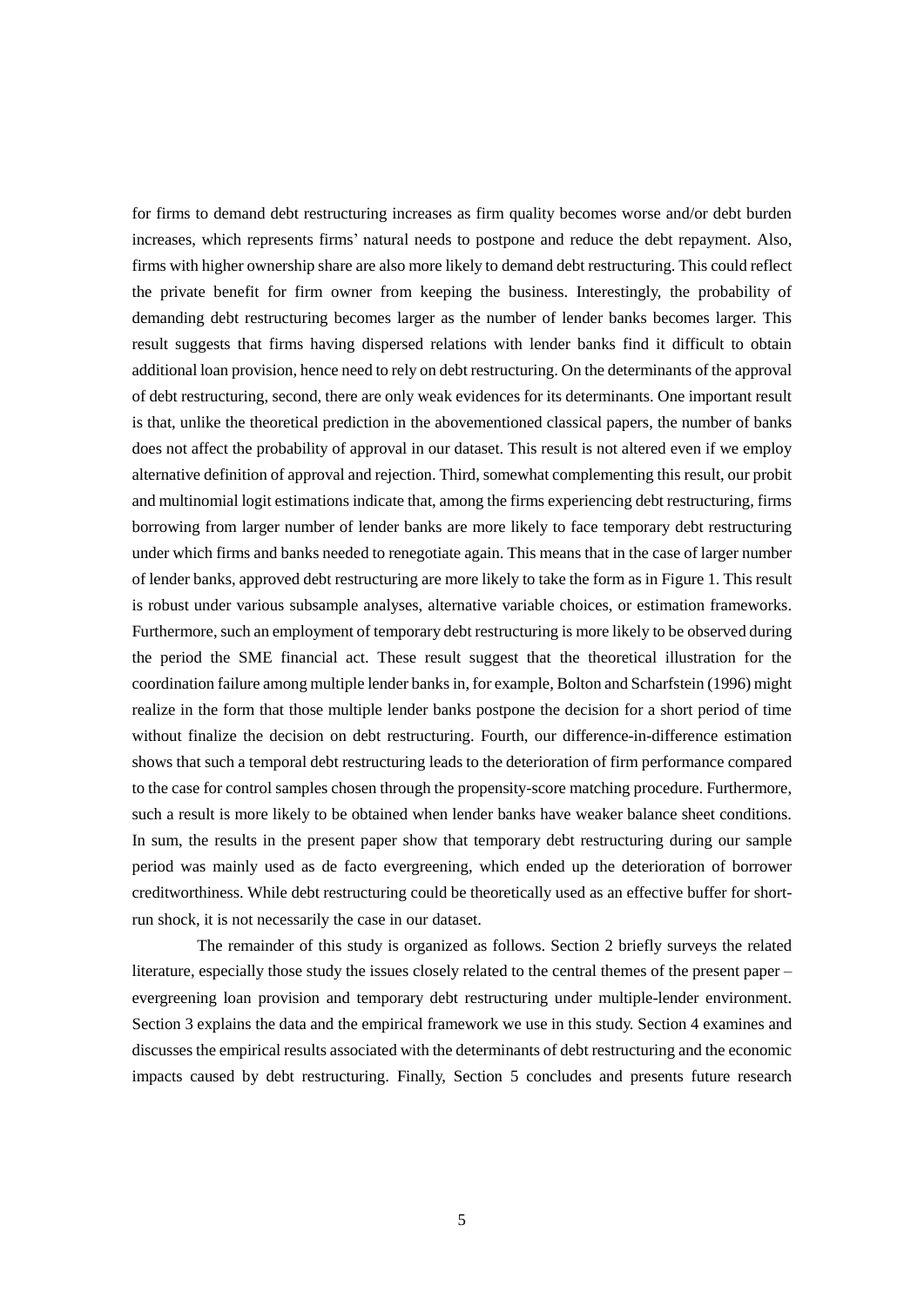for firms to demand debt restructuring increases as firm quality becomes worse and/or debt burden increases, which represents firms' natural needs to postpone and reduce the debt repayment. Also, firms with higher ownership share are also more likely to demand debt restructuring. This could reflect the private benefit for firm owner from keeping the business. Interestingly, the probability of demanding debt restructuring becomes larger as the number of lender banks becomes larger. This result suggests that firms having dispersed relations with lender banks find it difficult to obtain additional loan provision, hence need to rely on debt restructuring. On the determinants of the approval of debt restructuring, second, there are only weak evidences for its determinants. One important result is that, unlike the theoretical prediction in the abovementioned classical papers, the number of banks does not affect the probability of approval in our dataset. This result is not altered even if we employ alternative definition of approval and rejection. Third, somewhat complementing this result, our probit and multinomial logit estimations indicate that, among the firms experiencing debt restructuring, firms borrowing from larger number of lender banks are more likely to face temporary debt restructuring under which firms and banks needed to renegotiate again. This means that in the case of larger number of lender banks, approved debt restructuring are more likely to take the form as in Figure 1. This result is robust under various subsample analyses, alternative variable choices, or estimation frameworks. Furthermore, such an employment of temporary debt restructuring is more likely to be observed during the period the SME financial act. These result suggest that the theoretical illustration for the coordination failure among multiple lender banks in, for example, Bolton and Scharfstein (1996) might realize in the form that those multiple lender banks postpone the decision for a short period of time without finalize the decision on debt restructuring. Fourth, our difference-in-difference estimation shows that such a temporal debt restructuring leads to the deterioration of firm performance compared to the case for control samples chosen through the propensity-score matching procedure. Furthermore, such a result is more likely to be obtained when lender banks have weaker balance sheet conditions. In sum, the results in the present paper show that temporary debt restructuring during our sample period was mainly used as de facto evergreening, which ended up the deterioration of borrower creditworthiness. While debt restructuring could be theoretically used as an effective buffer for short-run shock, it is not necessarily the case in our dataset.

The remainder of this study is organized as follows. Section 2 briefly surveys the related literature, especially those study the issues closely related to the central themes of the present paper – evergreening loan provision and temporary debt restructuring under multiple-lender environment. Section 3 explains the data and the empirical framework we use in this study. Section 4 examines and discusses the empirical results associated with the determinants of debt restructuring and the economic impacts caused by debt restructuring. Finally, Section 5 concludes and presents future research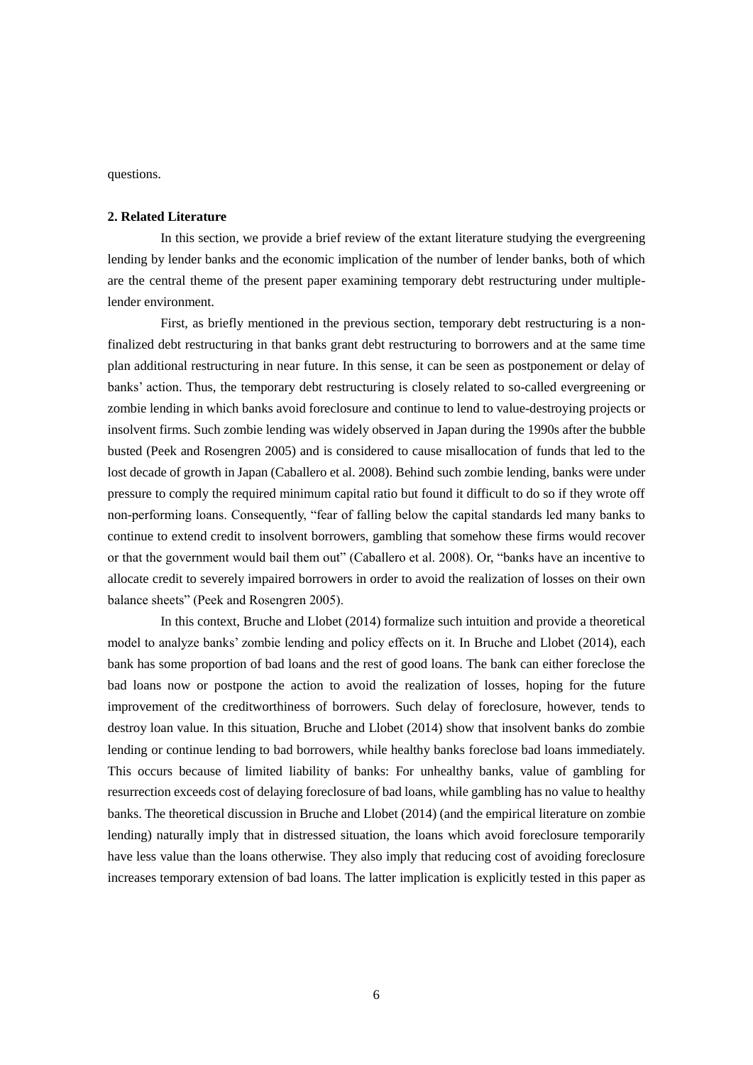questions.

**2. Related Literature**

In this section, we provide a brief review of the extant literature studying the evergreening lending by lender banks and the economic implication of the number of lender banks, both of which are the central theme of the present paper examining temporary debt restructuring under multiple-lender environment.

First, as briefly mentioned in the previous section, temporary debt restructuring is a non-finalized debt restructuring in that banks grant debt restructuring to borrowers and at the same time plan additional restructuring in near future. In this sense, it can be seen as postponement or delay of banks' action. Thus, the temporary debt restructuring is closely related to so-called evergreening or zombie lending in which banks avoid foreclosure and continue to lend to value-destroying projects or insolvent firms. Such zombie lending was widely observed in Japan during the 1990s after the bubble busted (Peek and Rosengren 2005) and is considered to cause misallocation of funds that led to the lost decade of growth in Japan (Caballero et al. 2008). Behind such zombie lending, banks were under pressure to comply the required minimum capital ratio but found it difficult to do so if they wrote off non-performing loans. Consequently, "fear of falling below the capital standards led many banks to continue to extend credit to insolvent borrowers, gambling that somehow these firms would recover or that the government would bail them out" (Caballero et al. 2008). Or, "banks have an incentive to allocate credit to severely impaired borrowers in order to avoid the realization of losses on their own balance sheets" (Peek and Rosengren 2005).

In this context, Bruche and Llobet (2014) formalize such intuition and provide a theoretical model to analyze banks' zombie lending and policy effects on it. In Bruche and Llobet (2014), each bank has some proportion of bad loans and the rest of good loans. The bank can either foreclose the bad loans now or postpone the action to avoid the realization of losses, hoping for the future improvement of the creditworthiness of borrowers. Such delay of foreclosure, however, tends to destroy loan value. In this situation, Bruche and Llobet (2014) show that insolvent banks do zombie lending or continue lending to bad borrowers, while healthy banks foreclose bad loans immediately. This occurs because of limited liability of banks: For unhealthy banks, value of gambling for resurrection exceeds cost of delaying foreclosure of bad loans, while gambling has no value to healthy banks. The theoretical discussion in Bruche and Llobet (2014) (and the empirical literature on zombie lending) naturally imply that in distressed situation, the loans which avoid foreclosure temporarily have less value than the loans otherwise. They also imply that reducing cost of avoiding foreclosure increases temporary extension of bad loans. The latter implication is explicitly tested in this paper as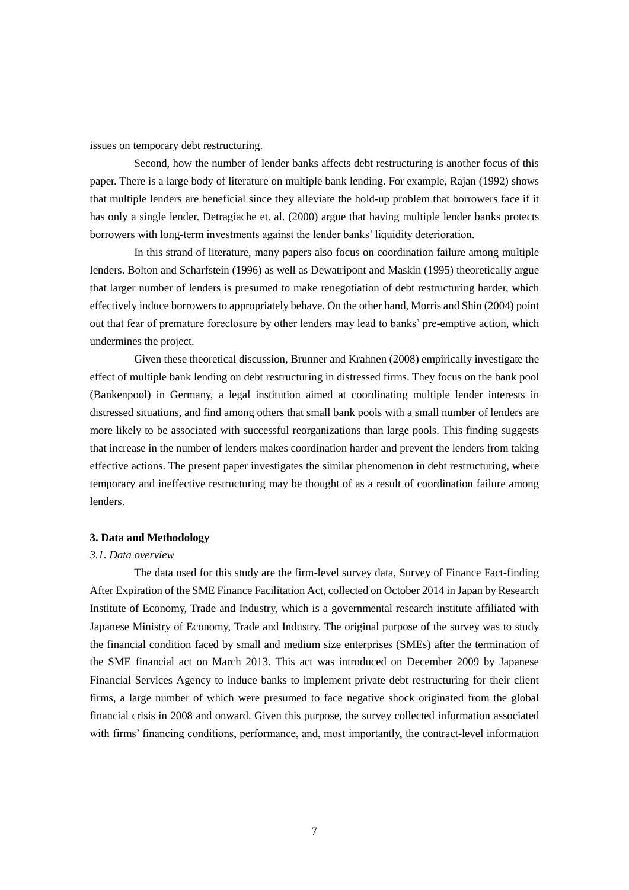issues on temporary debt restructuring.

Second, how the number of lender banks affects debt restructuring is another focus of this paper. There is a large body of literature on multiple bank lending. For example, Rajan (1992) shows that multiple lenders are beneficial since they alleviate the hold-up problem that borrowers face if it has only a single lender. Detragiache et. al. (2000) argue that having multiple lender banks protects borrowers with long-term investments against the lender banks' liquidity deterioration.

In this strand of literature, many papers also focus on coordination failure among multiple lenders. Bolton and Scharfstein (1996) as well as Dewatripont and Maskin (1995) theoretically argue that larger number of lenders is presumed to make renegotiation of debt restructuring harder, which effectively induce borrowers to appropriately behave. On the other hand, Morris and Shin (2004) point out that fear of premature foreclosure by other lenders may lead to banks' pre-emptive action, which undermines the project.

Given these theoretical discussion, Brunner and Krahnen (2008) empirically investigate the effect of multiple bank lending on debt restructuring in distressed firms. They focus on the bank pool (Bankenpool) in Germany, a legal institution aimed at coordinating multiple lender interests in distressed situations, and find among others that small bank pools with a small number of lenders are more likely to be associated with successful reorganizations than large pools. This finding suggests that increase in the number of lenders makes coordination harder and prevent the lenders from taking effective actions. The present paper investigates the similar phenomenon in debt restructuring, where temporary and ineffective restructuring may be thought of as a result of coordination failure among lenders.

## 3. Data and Methodology

### *3.1. Data overview*

The data used for this study are the firm-level survey data, Survey of Finance Fact-finding After Expiration of the SME Finance Facilitation Act, collected on October 2014 in Japan by Research Institute of Economy, Trade and Industry, which is a governmental research institute affiliated with Japanese Ministry of Economy, Trade and Industry. The original purpose of the survey was to study the financial condition faced by small and medium size enterprises (SMEs) after the termination of the SME financial act on March 2013. This act was introduced on December 2009 by Japanese Financial Services Agency to induce banks to implement private debt restructuring for their client firms, a large number of which were presumed to face negative shock originated from the global financial crisis in 2008 and onward. Given this purpose, the survey collected information associated with firms' financing conditions, performance, and, most importantly, the contract-level information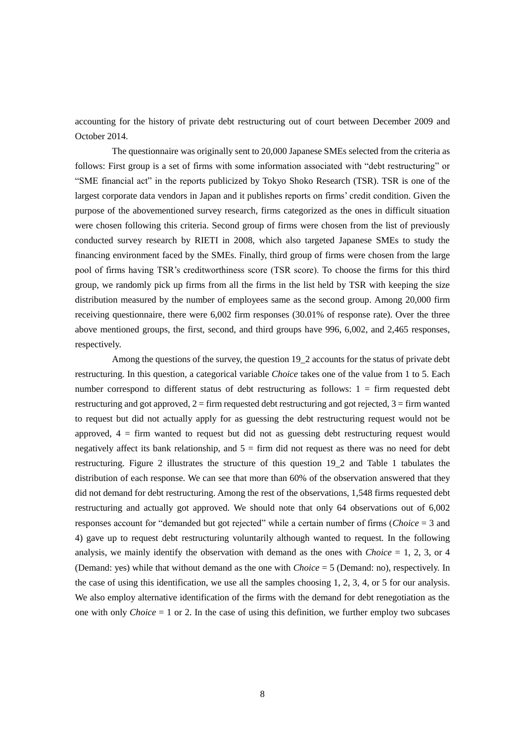accounting for the history of private debt restructuring out of court between December 2009 and October 2014.

The questionnaire was originally sent to 20,000 Japanese SMEs selected from the criteria as follows: First group is a set of firms with some information associated with "debt restructuring" or "SME financial act" in the reports publicized by Tokyo Shoko Research (TSR). TSR is one of the largest corporate data vendors in Japan and it publishes reports on firms' credit condition. Given the purpose of the abovementioned survey research, firms categorized as the ones in difficult situation were chosen following this criteria. Second group of firms were chosen from the list of previously conducted survey research by RIETI in 2008, which also targeted Japanese SMEs to study the financing environment faced by the SMEs. Finally, third group of firms were chosen from the large pool of firms having TSR's creditworthiness score (TSR score). To choose the firms for this third group, we randomly pick up firms from all the firms in the list held by TSR with keeping the size distribution measured by the number of employees same as the second group. Among 20,000 firm receiving questionnaire, there were 6,002 firm responses (30.01% of response rate). Over the three above mentioned groups, the first, second, and third groups have 996, 6,002, and 2,465 responses, respectively.

Among the questions of the survey, the question 19_2 accounts for the status of private debt restructuring. In this question, a categorical variable *Choice* takes one of the value from 1 to 5. Each number correspond to different status of debt restructuring as follows: 1 = firm requested debt restructuring and got approved, 2 = firm requested debt restructuring and got rejected, 3 = firm wanted to request but did not actually apply for as guessing the debt restructuring request would not be approved, 4 = firm wanted to request but did not as guessing debt restructuring request would negatively affect its bank relationship, and 5 = firm did not request as there was no need for debt restructuring. Figure 2 illustrates the structure of this question 19_2 and Table 1 tabulates the distribution of each response. We can see that more than 60% of the observation answered that they did not demand for debt restructuring. Among the rest of the observations, 1,548 firms requested debt restructuring and actually got approved. We should note that only 64 observations out of 6,002 responses account for "demanded but got rejected" while a certain number of firms (*Choice* = 3 and 4) gave up to request debt restructuring voluntarily although wanted to request. In the following analysis, we mainly identify the observation with demand as the ones with *Choice* = 1, 2, 3, or 4 (Demand: yes) while that without demand as the one with *Choice* = 5 (Demand: no), respectively. In the case of using this identification, we use all the samples choosing 1, 2, 3, 4, or 5 for our analysis. We also employ alternative identification of the firms with the demand for debt renegotiation as the one with only *Choice* = 1 or 2. In the case of using this definition, we further employ two subcases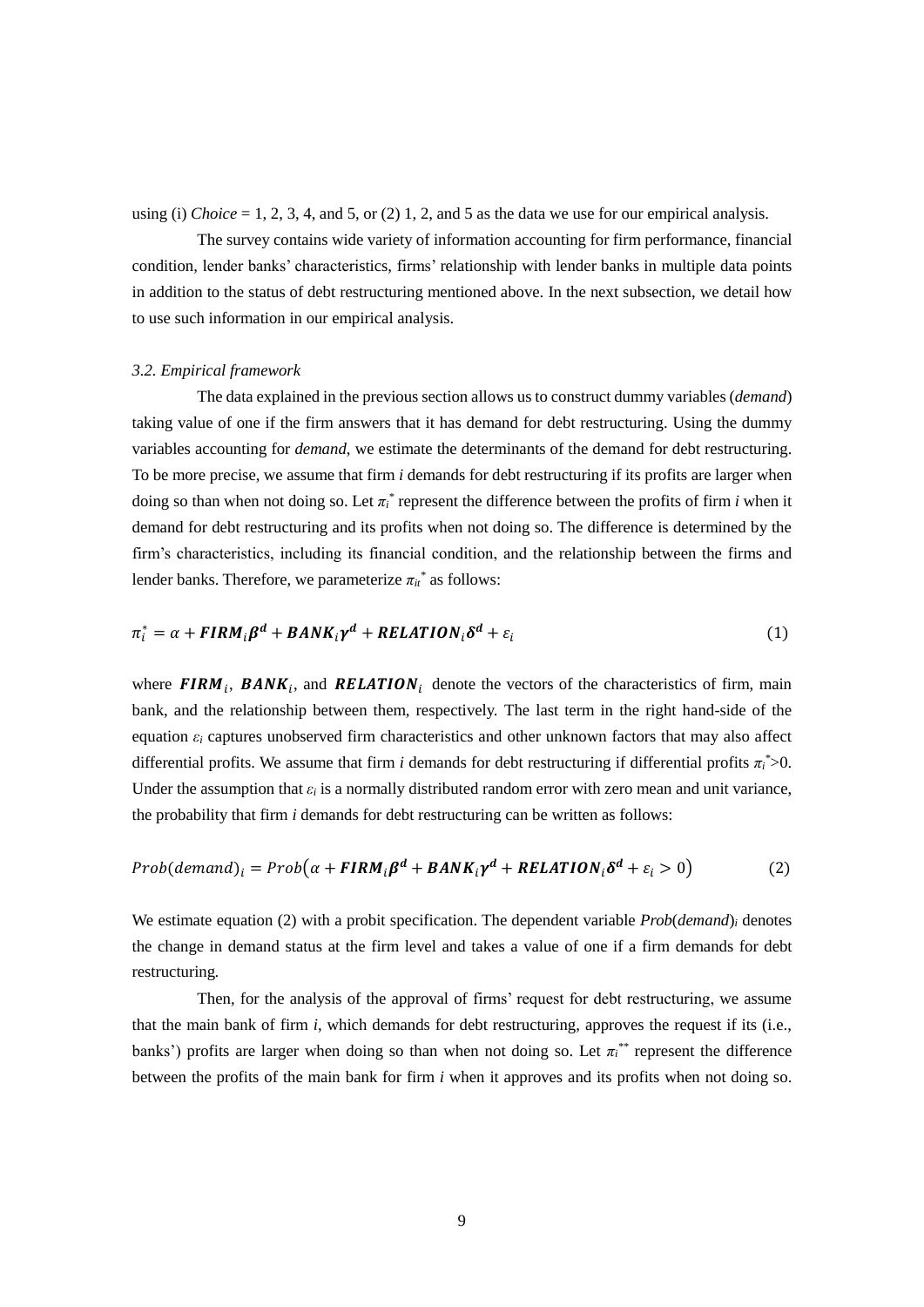using (i) *Choice* = 1, 2, 3, 4, and 5, or (2) 1, 2, and 5 as the data we use for our empirical analysis.

The survey contains wide variety of information accounting for firm performance, financial condition, lender banks' characteristics, firms' relationship with lender banks in multiple data points in addition to the status of debt restructuring mentioned above. In the next subsection, we detail how to use such information in our empirical analysis.

### *3.2. Empirical framework*

The data explained in the previous section allows us to construct dummy variables (*demand*) taking value of one if the firm answers that it has demand for debt restructuring. Using the dummy variables accounting for *demand*, we estimate the determinants of the demand for debt restructuring. To be more precise, we assume that firm *i* demands for debt restructuring if its profits are larger when doing so than when not doing so. Let $\pi_i^*$ represent the difference between the profits of firm *i* when it demand for debt restructuring and its profits when not doing so. The difference is determined by the firm's characteristics, including its financial condition, and the relationship between the firms and lender banks. Therefore, we parameterize $\pi_{it}^*$ as follows:

$$\pi_i^* = \alpha + \boldsymbol{FIRM}_i \boldsymbol{\beta^d} + \boldsymbol{BANK}_i \boldsymbol{\gamma^d} + \boldsymbol{RELATION}_i \boldsymbol{\delta^d} + \varepsilon_i \tag{1}$$

where $\boldsymbol{FIRM}_i$, $\boldsymbol{BANK}_i$, and $\boldsymbol{RELATION}_i$ denote the vectors of the characteristics of firm, main bank, and the relationship between them, respectively. The last term in the right hand-side of the equation $\varepsilon_i$ captures unobserved firm characteristics and other unknown factors that may also affect differential profits. We assume that firm *i* demands for debt restructuring if differential profits $\pi_i^* > 0$. Under the assumption that $\varepsilon_i$ is a normally distributed random error with zero mean and unit variance, the probability that firm *i* demands for debt restructuring can be written as follows:

$$Prob(demand)_i = Prob\left(\alpha + \boldsymbol{FIRM}_i \boldsymbol{\beta^d} + \boldsymbol{BANK}_i \boldsymbol{\gamma^d} + \boldsymbol{RELATION}_i \boldsymbol{\delta^d} + \varepsilon_i > 0\right) \tag{2}$$

We estimate equation (2) with a probit specification. The dependent variable $Prob(demand)_i$ denotes the change in demand status at the firm level and takes a value of one if a firm demands for debt restructuring.

Then, for the analysis of the approval of firms' request for debt restructuring, we assume that the main bank of firm *i*, which demands for debt restructuring, approves the request if its (i.e., banks') profits are larger when doing so than when not doing so. Let $\pi_i^{**}$ represent the difference between the profits of the main bank for firm *i* when it approves and its profits when not doing so.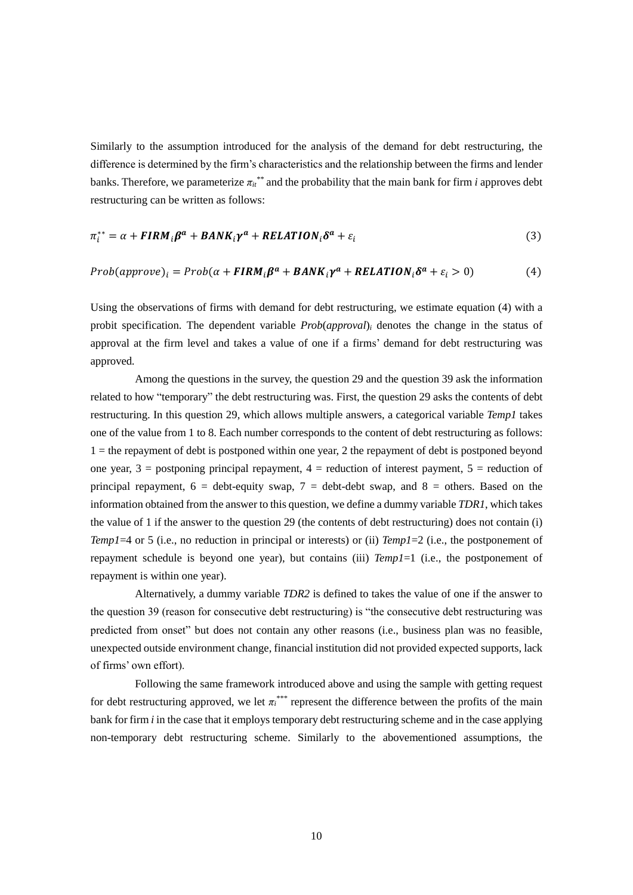Similarly to the assumption introduced for the analysis of the demand for debt restructuring, the difference is determined by the firm's characteristics and the relationship between the firms and lender banks. Therefore, we parameterize $\pi_{it}^{**}$ and the probability that the main bank for firm *i* approves debt restructuring can be written as follows:

$$\pi_i^{**} = \alpha + \boldsymbol{FIRM}_i\boldsymbol{\beta^a} + \boldsymbol{BANK}_i\boldsymbol{\gamma^a} + \boldsymbol{RELATION}_i\boldsymbol{\delta^a} + \varepsilon_i \tag{3}$$

$$Prob(approve)_i = Prob(\alpha + \boldsymbol{FIRM}_i\boldsymbol{\beta^a} + \boldsymbol{BANK}_i\boldsymbol{\gamma^a} + \boldsymbol{RELATION}_i\boldsymbol{\delta^a} + \varepsilon_i > 0) \tag{4}$$

Using the observations of firms with demand for debt restructuring, we estimate equation (4) with a probit specification. The dependent variable $Prob(approval)_i$ denotes the change in the status of approval at the firm level and takes a value of one if a firms' demand for debt restructuring was approved.

Among the questions in the survey, the question 29 and the question 39 ask the information related to how "temporary" the debt restructuring was. First, the question 29 asks the contents of debt restructuring. In this question 29, which allows multiple answers, a categorical variable *Temp1* takes one of the value from 1 to 8. Each number corresponds to the content of debt restructuring as follows: 1 = the repayment of debt is postponed within one year, 2 the repayment of debt is postponed beyond one year, 3 = postponing principal repayment, 4 = reduction of interest payment, 5 = reduction of principal repayment, 6 = debt-equity swap, 7 = debt-debt swap, and 8 = others. Based on the information obtained from the answer to this question, we define a dummy variable *TDR1*, which takes the value of 1 if the answer to the question 29 (the contents of debt restructuring) does not contain (i) *Temp1*=4 or 5 (i.e., no reduction in principal or interests) or (ii) *Temp1*=2 (i.e., the postponement of repayment schedule is beyond one year), but contains (iii) *Temp1*=1 (i.e., the postponement of repayment is within one year).

Alternatively, a dummy variable *TDR2* is defined to takes the value of one if the answer to the question 39 (reason for consecutive debt restructuring) is "the consecutive debt restructuring was predicted from onset" but does not contain any other reasons (i.e., business plan was no feasible, unexpected outside environment change, financial institution did not provided expected supports, lack of firms' own effort).

Following the same framework introduced above and using the sample with getting request for debt restructuring approved, we let $\pi_i^{***}$ represent the difference between the profits of the main bank for firm *i* in the case that it employs temporary debt restructuring scheme and in the case applying non-temporary debt restructuring scheme. Similarly to the abovementioned assumptions, the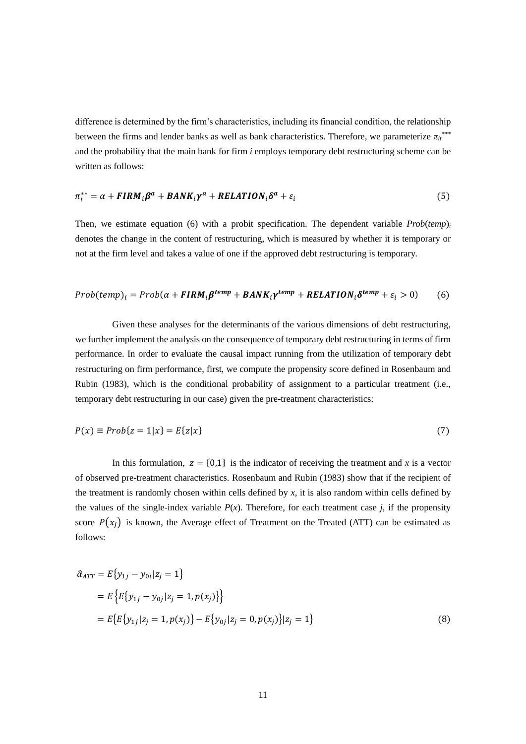difference is determined by the firm's characteristics, including its financial condition, the relationship between the firms and lender banks as well as bank characteristics. Therefore, we parameterize $\pi_{it}^{***}$ and the probability that the main bank for firm *i* employs temporary debt restructuring scheme can be written as follows:

$$\pi_i^{**} = \alpha + \boldsymbol{FIRM}_i\boldsymbol{\beta}^{\boldsymbol{a}} + \boldsymbol{BANK}_i\boldsymbol{\gamma}^{\boldsymbol{a}} + \boldsymbol{RELATION}_i\boldsymbol{\delta}^{\boldsymbol{a}} + \varepsilon_i \tag{5}$$

Then, we estimate equation (6) with a probit specification. The dependent variable $Prob(temp)_i$ denotes the change in the content of restructuring, which is measured by whether it is temporary or not at the firm level and takes a value of one if the approved debt restructuring is temporary.

$$Prob(temp)_i = Prob(\alpha + \boldsymbol{FIRM}_i\boldsymbol{\beta}^{\boldsymbol{temp}} + \boldsymbol{BANK}_i\boldsymbol{\gamma}^{\boldsymbol{temp}} + \boldsymbol{RELATION}_i\boldsymbol{\delta}^{\boldsymbol{temp}} + \varepsilon_i > 0) \tag{6}$$

Given these analyses for the determinants of the various dimensions of debt restructuring, we further implement the analysis on the consequence of temporary debt restructuring in terms of firm performance. In order to evaluate the causal impact running from the utilization of temporary debt restructuring on firm performance, first, we compute the propensity score defined in Rosenbaum and Rubin (1983), which is the conditional probability of assignment to a particular treatment (i.e., temporary debt restructuring in our case) given the pre-treatment characteristics:

$$P(x) \equiv Prob\{z = 1|x\} = E\{z|x\} \tag{7}$$

In this formulation, $z = \{0,1\}$ is the indicator of receiving the treatment and *x* is a vector of observed pre-treatment characteristics. Rosenbaum and Rubin (1983) show that if the recipient of the treatment is randomly chosen within cells defined by *x*, it is also random within cells defined by the values of the single-index variable $P(x)$. Therefore, for each treatment case *j*, if the propensity score $P(x_j)$ is known, the Average effect of Treatment on the Treated (ATT) can be estimated as follows:

$$\begin{aligned}
\hat{\alpha}_{ATT} &= E\{y_{1j} - y_{0i}|z_j = 1\} \\
&= E\left\{E\{y_{1j} - y_{0j}|z_j = 1, p(x_j)\}\right\} \\
&= E\{E\{y_{1j}|z_j = 1, p(x_j)\} - E\{y_{0j}|z_j = 0, p(x_j)\}|z_j = 1\}
\end{aligned} \tag{8}$$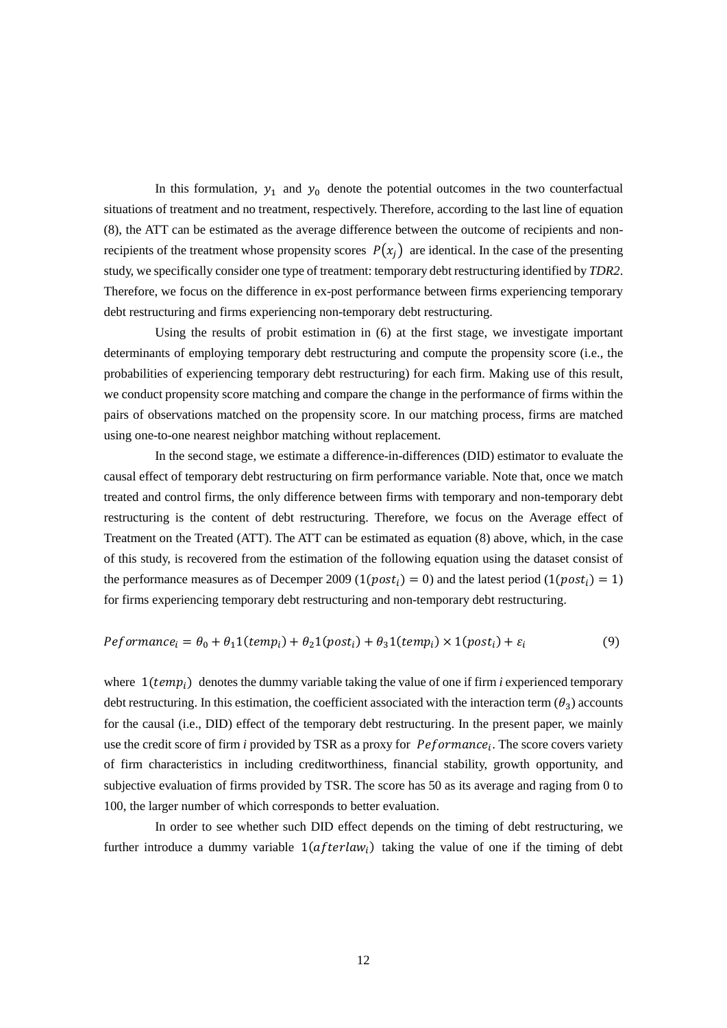In this formulation, $y_1$ and $y_0$ denote the potential outcomes in the two counterfactual situations of treatment and no treatment, respectively. Therefore, according to the last line of equation (8), the ATT can be estimated as the average difference between the outcome of recipients and non-recipients of the treatment whose propensity scores $P(x_j)$ are identical. In the case of the presenting study, we specifically consider one type of treatment: temporary debt restructuring identified by *TDR2*. Therefore, we focus on the difference in ex-post performance between firms experiencing temporary debt restructuring and firms experiencing non-temporary debt restructuring.

Using the results of probit estimation in (6) at the first stage, we investigate important determinants of employing temporary debt restructuring and compute the propensity score (i.e., the probabilities of experiencing temporary debt restructuring) for each firm. Making use of this result, we conduct propensity score matching and compare the change in the performance of firms within the pairs of observations matched on the propensity score. In our matching process, firms are matched using one-to-one nearest neighbor matching without replacement.

In the second stage, we estimate a difference-in-differences (DID) estimator to evaluate the causal effect of temporary debt restructuring on firm performance variable. Note that, once we match treated and control firms, the only difference between firms with temporary and non-temporary debt restructuring is the content of debt restructuring. Therefore, we focus on the Average effect of Treatment on the Treated (ATT). The ATT can be estimated as equation (8) above, which, in the case of this study, is recovered from the estimation of the following equation using the dataset consist of the performance measures as of Decemper 2009 ($1(post_i) = 0$) and the latest period ($1(post_i) = 1$) for firms experiencing temporary debt restructuring and non-temporary debt restructuring.

$$Peformance_i = \theta_0 + \theta_1 1(temp_i) + \theta_2 1(post_i) + \theta_3 1(temp_i) \times 1(post_i) + \varepsilon_i \tag{9}$$

where $1(temp_i)$ denotes the dummy variable taking the value of one if firm *i* experienced temporary debt restructuring. In this estimation, the coefficient associated with the interaction term ($\theta_3$) accounts for the causal (i.e., DID) effect of the temporary debt restructuring. In the present paper, we mainly use the credit score of firm *i* provided by TSR as a proxy for $Peformance_i$. The score covers variety of firm characteristics in including creditworthiness, financial stability, growth opportunity, and subjective evaluation of firms provided by TSR. The score has 50 as its average and raging from 0 to 100, the larger number of which corresponds to better evaluation.

In order to see whether such DID effect depends on the timing of debt restructuring, we further introduce a dummy variable $1(afterlaw_i)$ taking the value of one if the timing of debt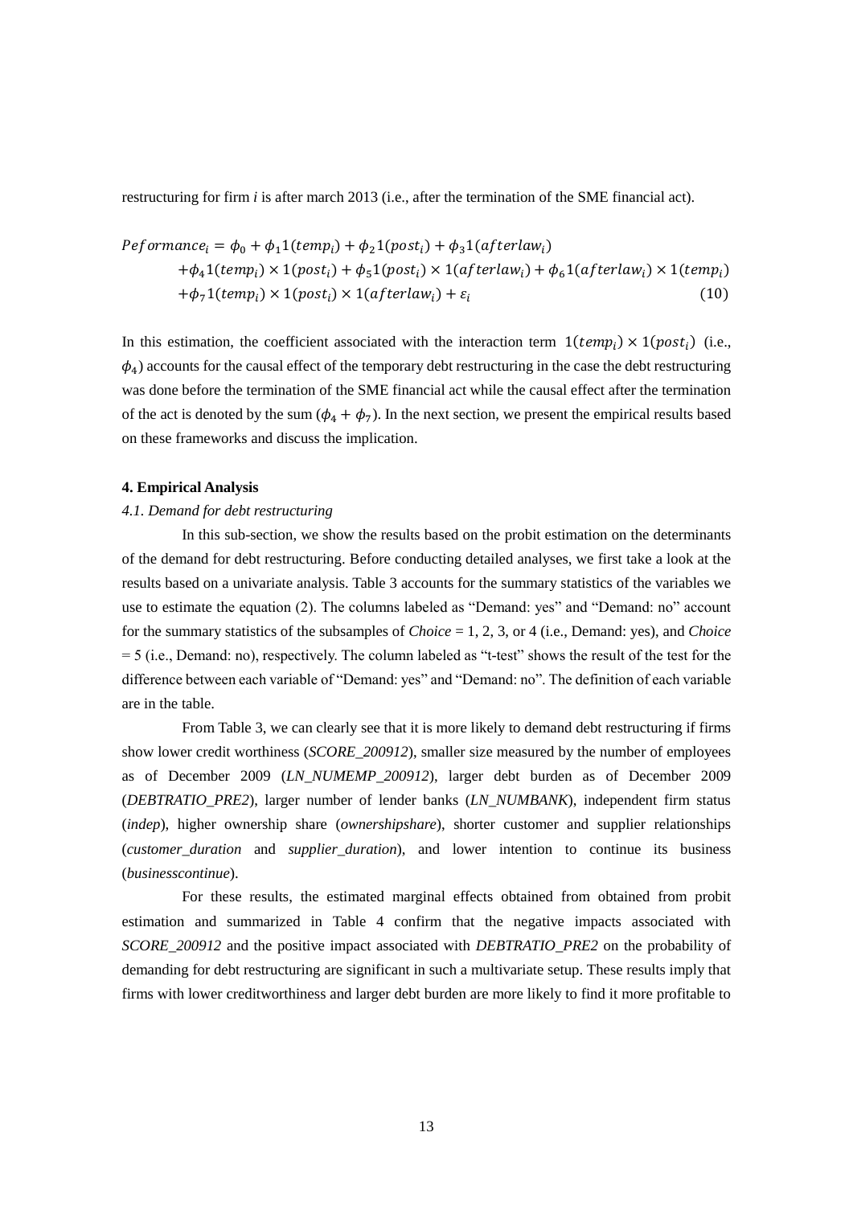restructuring for firm *i* is after march 2013 (i.e., after the termination of the SME financial act).

$$
\begin{aligned}
Peformance_i = {} & \phi_0 + \phi_1 1(temp_i) + \phi_2 1(post_i) + \phi_3 1(afterlaw_i) \\
& + \phi_4 1(temp_i) \times 1(post_i) + \phi_5 1(post_i) \times 1(afterlaw_i) + \phi_6 1(afterlaw_i) \times 1(temp_i) \\
& + \phi_7 1(temp_i) \times 1(post_i) \times 1(afterlaw_i) + \varepsilon_i \qquad (10)
\end{aligned}
$$

In this estimation, the coefficient associated with the interaction term $1(temp_i) \times 1(post_i)$ (i.e., $\phi_4$) accounts for the causal effect of the temporary debt restructuring in the case the debt restructuring was done before the termination of the SME financial act while the causal effect after the termination of the act is denoted by the sum $(\phi_4 + \phi_7)$. In the next section, we present the empirical results based on these frameworks and discuss the implication.

**4. Empirical Analysis**

*4.1. Demand for debt restructuring*

In this sub-section, we show the results based on the probit estimation on the determinants of the demand for debt restructuring. Before conducting detailed analyses, we first take a look at the results based on a univariate analysis. Table 3 accounts for the summary statistics of the variables we use to estimate the equation (2). The columns labeled as "Demand: yes" and "Demand: no" account for the summary statistics of the subsamples of *Choice* = 1, 2, 3, or 4 (i.e., Demand: yes), and *Choice* = 5 (i.e., Demand: no), respectively. The column labeled as "t-test" shows the result of the test for the difference between each variable of "Demand: yes" and "Demand: no". The definition of each variable are in the table.

From Table 3, we can clearly see that it is more likely to demand debt restructuring if firms show lower credit worthiness (*SCORE_200912*), smaller size measured by the number of employees as of December 2009 (*LN_NUMEMP_200912*), larger debt burden as of December 2009 (*DEBTRATIO_PRE2*), larger number of lender banks (*LN_NUMBANK*), independent firm status (*indep*), higher ownership share (*ownershipshare*), shorter customer and supplier relationships (*customer_duration* and *supplier_duration*), and lower intention to continue its business (*businesscontinue*).

For these results, the estimated marginal effects obtained from obtained from probit estimation and summarized in Table 4 confirm that the negative impacts associated with *SCORE_200912* and the positive impact associated with *DEBTRATIO_PRE2* on the probability of demanding for debt restructuring are significant in such a multivariate setup. These results imply that firms with lower creditworthiness and larger debt burden are more likely to find it more profitable to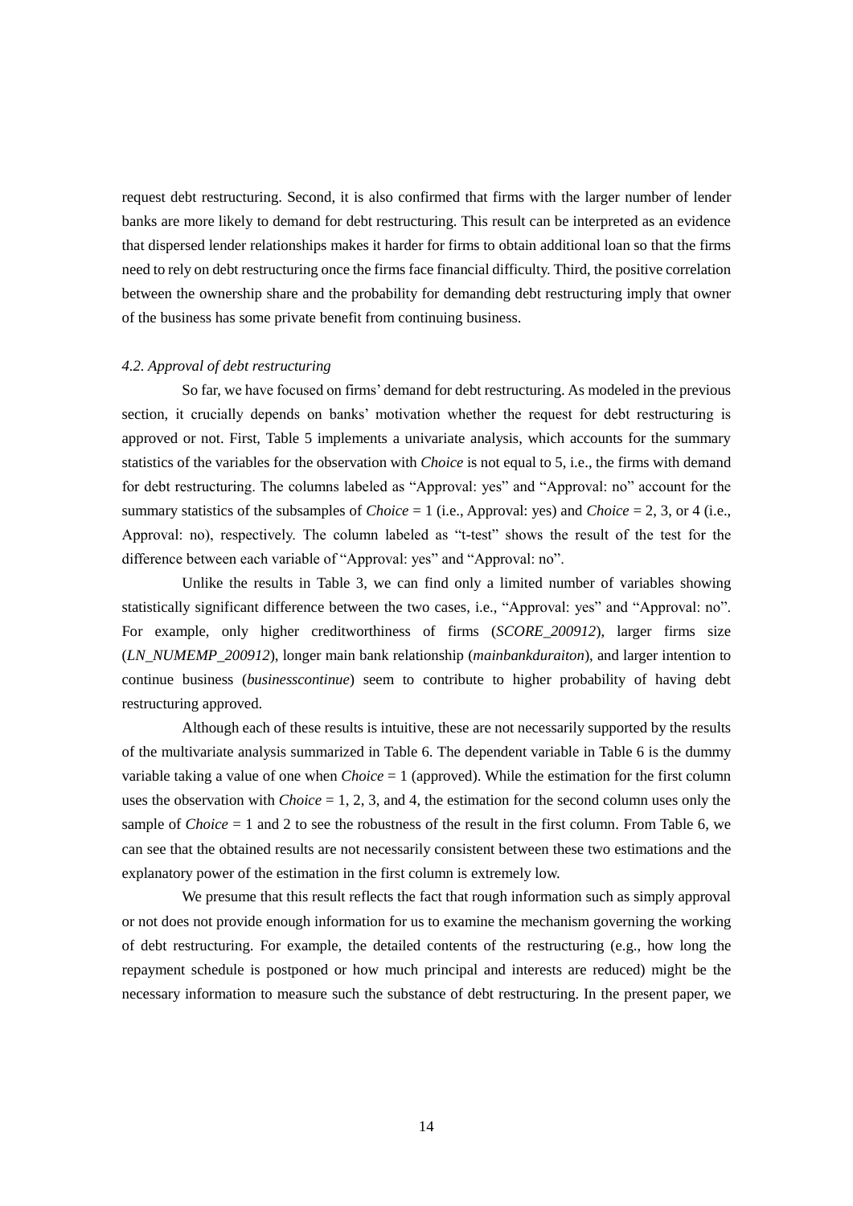request debt restructuring. Second, it is also confirmed that firms with the larger number of lender banks are more likely to demand for debt restructuring. This result can be interpreted as an evidence that dispersed lender relationships makes it harder for firms to obtain additional loan so that the firms need to rely on debt restructuring once the firms face financial difficulty. Third, the positive correlation between the ownership share and the probability for demanding debt restructuring imply that owner of the business has some private benefit from continuing business.

### *4.2. Approval of debt restructuring*

So far, we have focused on firms' demand for debt restructuring. As modeled in the previous section, it crucially depends on banks' motivation whether the request for debt restructuring is approved or not. First, Table 5 implements a univariate analysis, which accounts for the summary statistics of the variables for the observation with *Choice* is not equal to 5, i.e., the firms with demand for debt restructuring. The columns labeled as "Approval: yes" and "Approval: no" account for the summary statistics of the subsamples of *Choice* = 1 (i.e., Approval: yes) and *Choice* = 2, 3, or 4 (i.e., Approval: no), respectively. The column labeled as "t-test" shows the result of the test for the difference between each variable of "Approval: yes" and "Approval: no".

Unlike the results in Table 3, we can find only a limited number of variables showing statistically significant difference between the two cases, i.e., "Approval: yes" and "Approval: no". For example, only higher creditworthiness of firms (*SCORE_200912*), larger firms size (*LN_NUMEMP_200912*), longer main bank relationship (*mainbankduraiton*), and larger intention to continue business (*businesscontinue*) seem to contribute to higher probability of having debt restructuring approved.

Although each of these results is intuitive, these are not necessarily supported by the results of the multivariate analysis summarized in Table 6. The dependent variable in Table 6 is the dummy variable taking a value of one when *Choice* = 1 (approved). While the estimation for the first column uses the observation with *Choice* = 1, 2, 3, and 4, the estimation for the second column uses only the sample of *Choice* = 1 and 2 to see the robustness of the result in the first column. From Table 6, we can see that the obtained results are not necessarily consistent between these two estimations and the explanatory power of the estimation in the first column is extremely low.

We presume that this result reflects the fact that rough information such as simply approval or not does not provide enough information for us to examine the mechanism governing the working of debt restructuring. For example, the detailed contents of the restructuring (e.g., how long the repayment schedule is postponed or how much principal and interests are reduced) might be the necessary information to measure such the substance of debt restructuring. In the present paper, we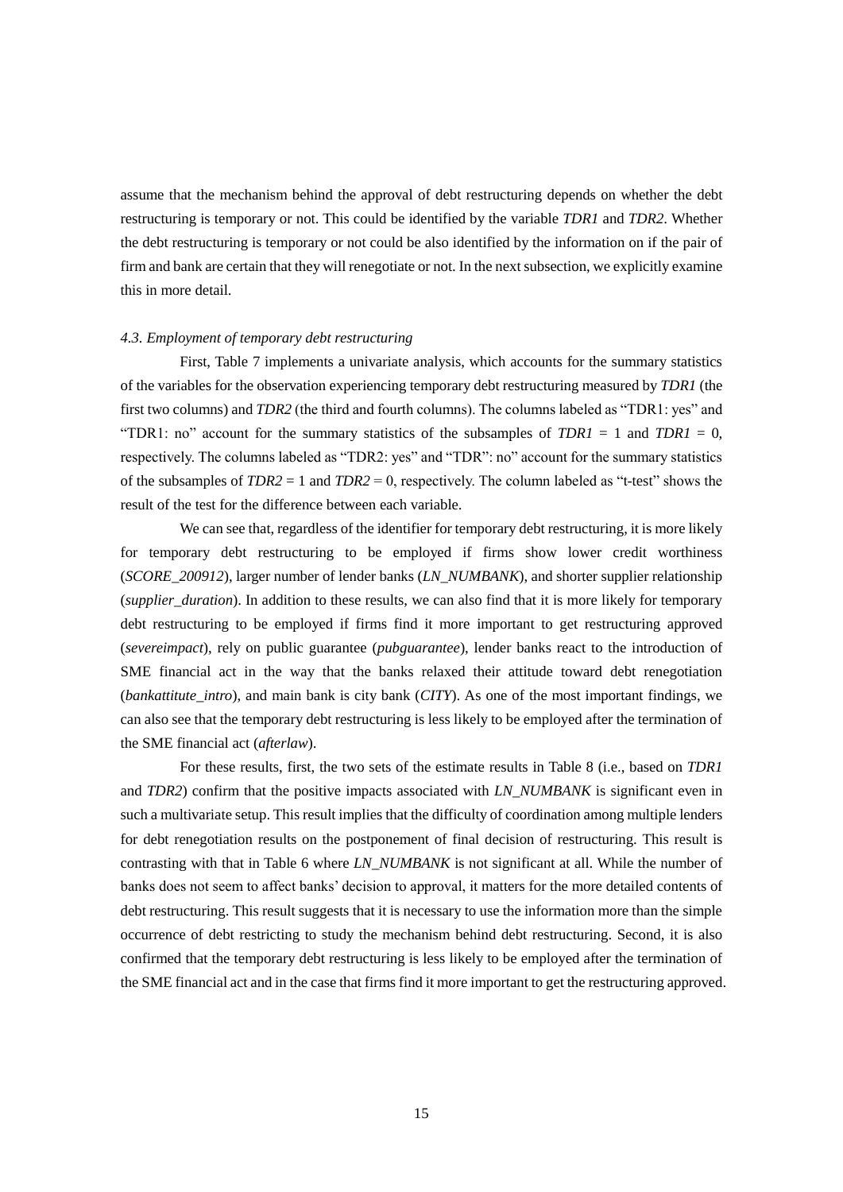assume that the mechanism behind the approval of debt restructuring depends on whether the debt restructuring is temporary or not. This could be identified by the variable *TDR1* and *TDR2*. Whether the debt restructuring is temporary or not could be also identified by the information on if the pair of firm and bank are certain that they will renegotiate or not. In the next subsection, we explicitly examine this in more detail.

### *4.3. Employment of temporary debt restructuring*

First, Table 7 implements a univariate analysis, which accounts for the summary statistics of the variables for the observation experiencing temporary debt restructuring measured by *TDR1* (the first two columns) and *TDR2* (the third and fourth columns). The columns labeled as "TDR1: yes" and "TDR1: no" account for the summary statistics of the subsamples of *TDR1* = 1 and *TDR1* = 0, respectively. The columns labeled as "TDR2: yes" and "TDR": no" account for the summary statistics of the subsamples of *TDR2* = 1 and *TDR2* = 0, respectively. The column labeled as "t-test" shows the result of the test for the difference between each variable.

We can see that, regardless of the identifier for temporary debt restructuring, it is more likely for temporary debt restructuring to be employed if firms show lower credit worthiness (*SCORE_200912*), larger number of lender banks (*LN_NUMBANK*), and shorter supplier relationship (*supplier_duration*). In addition to these results, we can also find that it is more likely for temporary debt restructuring to be employed if firms find it more important to get restructuring approved (*severeimpact*), rely on public guarantee (*pubguarantee*), lender banks react to the introduction of SME financial act in the way that the banks relaxed their attitude toward debt renegotiation (*bankattitute_intro*), and main bank is city bank (*CITY*). As one of the most important findings, we can also see that the temporary debt restructuring is less likely to be employed after the termination of the SME financial act (*afterlaw*).

For these results, first, the two sets of the estimate results in Table 8 (i.e., based on *TDR1* and *TDR2*) confirm that the positive impacts associated with *LN_NUMBANK* is significant even in such a multivariate setup. This result implies that the difficulty of coordination among multiple lenders for debt renegotiation results on the postponement of final decision of restructuring. This result is contrasting with that in Table 6 where *LN_NUMBANK* is not significant at all. While the number of banks does not seem to affect banks' decision to approval, it matters for the more detailed contents of debt restructuring. This result suggests that it is necessary to use the information more than the simple occurrence of debt restricting to study the mechanism behind debt restructuring. Second, it is also confirmed that the temporary debt restructuring is less likely to be employed after the termination of the SME financial act and in the case that firms find it more important to get the restructuring approved.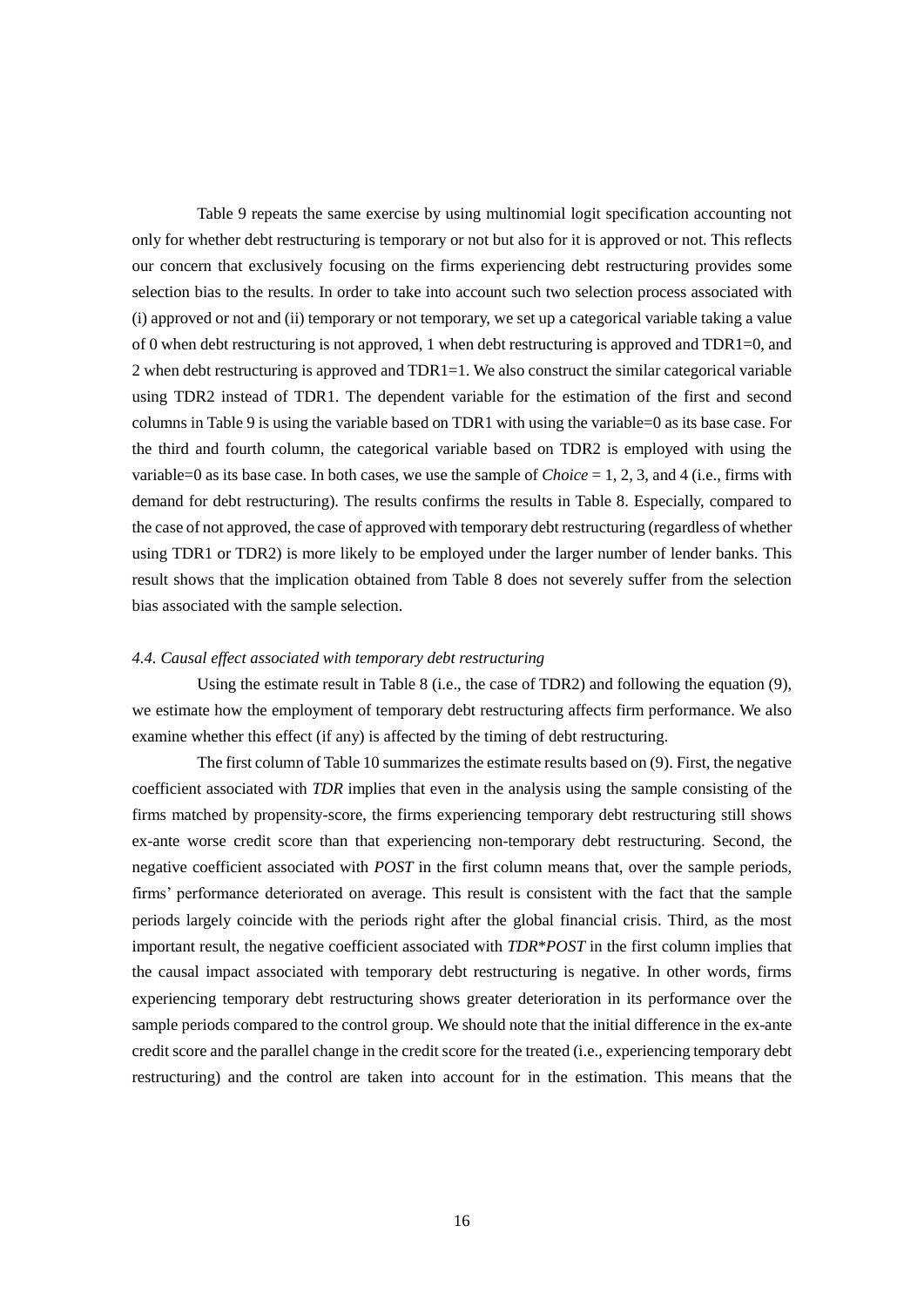Table 9 repeats the same exercise by using multinomial logit specification accounting not only for whether debt restructuring is temporary or not but also for it is approved or not. This reflects our concern that exclusively focusing on the firms experiencing debt restructuring provides some selection bias to the results. In order to take into account such two selection process associated with (i) approved or not and (ii) temporary or not temporary, we set up a categorical variable taking a value of 0 when debt restructuring is not approved, 1 when debt restructuring is approved and TDR1=0, and 2 when debt restructuring is approved and TDR1=1. We also construct the similar categorical variable using TDR2 instead of TDR1. The dependent variable for the estimation of the first and second columns in Table 9 is using the variable based on TDR1 with using the variable=0 as its base case. For the third and fourth column, the categorical variable based on TDR2 is employed with using the variable=0 as its base case. In both cases, we use the sample of *Choice* = 1, 2, 3, and 4 (i.e., firms with demand for debt restructuring). The results confirms the results in Table 8. Especially, compared to the case of not approved, the case of approved with temporary debt restructuring (regardless of whether using TDR1 or TDR2) is more likely to be employed under the larger number of lender banks. This result shows that the implication obtained from Table 8 does not severely suffer from the selection bias associated with the sample selection.

*4.4. Causal effect associated with temporary debt restructuring*

Using the estimate result in Table 8 (i.e., the case of TDR2) and following the equation (9), we estimate how the employment of temporary debt restructuring affects firm performance. We also examine whether this effect (if any) is affected by the timing of debt restructuring.

The first column of Table 10 summarizes the estimate results based on (9). First, the negative coefficient associated with *TDR* implies that even in the analysis using the sample consisting of the firms matched by propensity-score, the firms experiencing temporary debt restructuring still shows ex-ante worse credit score than that experiencing non-temporary debt restructuring. Second, the negative coefficient associated with *POST* in the first column means that, over the sample periods, firms' performance deteriorated on average. This result is consistent with the fact that the sample periods largely coincide with the periods right after the global financial crisis. Third, as the most important result, the negative coefficient associated with *TDR*\**POST* in the first column implies that the causal impact associated with temporary debt restructuring is negative. In other words, firms experiencing temporary debt restructuring shows greater deterioration in its performance over the sample periods compared to the control group. We should note that the initial difference in the ex-ante credit score and the parallel change in the credit score for the treated (i.e., experiencing temporary debt restructuring) and the control are taken into account for in the estimation. This means that the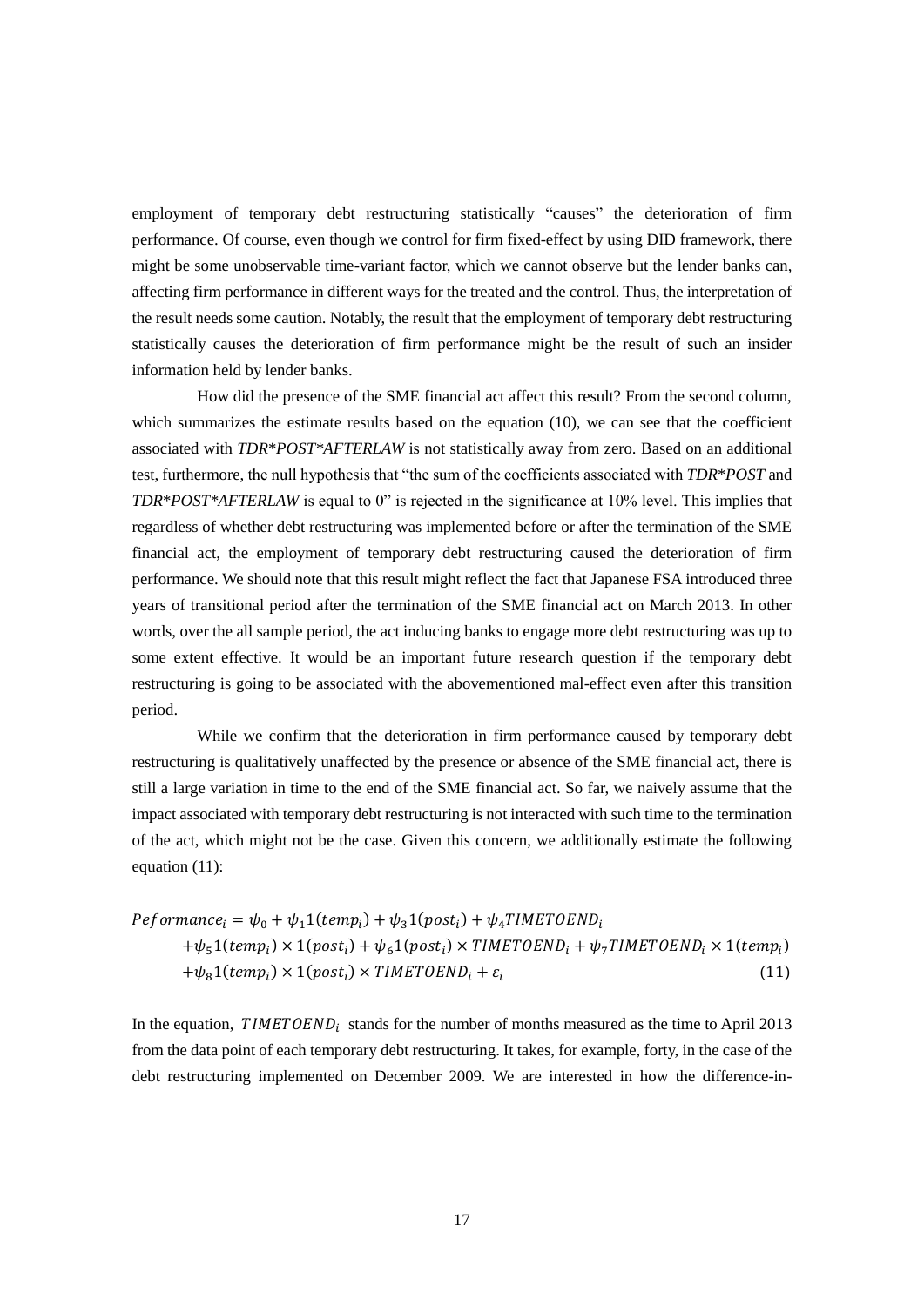employment of temporary debt restructuring statistically "causes" the deterioration of firm performance. Of course, even though we control for firm fixed-effect by using DID framework, there might be some unobservable time-variant factor, which we cannot observe but the lender banks can, affecting firm performance in different ways for the treated and the control. Thus, the interpretation of the result needs some caution. Notably, the result that the employment of temporary debt restructuring statistically causes the deterioration of firm performance might be the result of such an insider information held by lender banks.

How did the presence of the SME financial act affect this result? From the second column, which summarizes the estimate results based on the equation (10), we can see that the coefficient associated with *TDR*POST*AFTERLAW* is not statistically away from zero. Based on an additional test, furthermore, the null hypothesis that "the sum of the coefficients associated with *TDR*POST* and *TDR*POST*AFTERLAW* is equal to 0" is rejected in the significance at 10% level. This implies that regardless of whether debt restructuring was implemented before or after the termination of the SME financial act, the employment of temporary debt restructuring caused the deterioration of firm performance. We should note that this result might reflect the fact that Japanese FSA introduced three years of transitional period after the termination of the SME financial act on March 2013. In other words, over the all sample period, the act inducing banks to engage more debt restructuring was up to some extent effective. It would be an important future research question if the temporary debt restructuring is going to be associated with the abovementioned mal-effect even after this transition period.

While we confirm that the deterioration in firm performance caused by temporary debt restructuring is qualitatively unaffected by the presence or absence of the SME financial act, there is still a large variation in time to the end of the SME financial act. So far, we naively assume that the impact associated with temporary debt restructuring is not interacted with such time to the termination of the act, which might not be the case. Given this concern, we additionally estimate the following equation (11):

$$
\begin{aligned}
Peformance_i &= \psi_0 + \psi_1 1(temp_i) + \psi_3 1(post_i) + \psi_4 TIMETOEND_i \\
&+ \psi_5 1(temp_i) \times 1(post_i) + \psi_6 1(post_i) \times TIMETOEND_i + \psi_7 TIMETOEND_i \times 1(temp_i) \\
&+ \psi_8 1(temp_i) \times 1(post_i) \times TIMETOEND_i + \varepsilon_i \qquad (11)
\end{aligned}
$$

In the equation, $TIMETOEND_i$ stands for the number of months measured as the time to April 2013 from the data point of each temporary debt restructuring. It takes, for example, forty, in the case of the debt restructuring implemented on December 2009. We are interested in how the difference-in-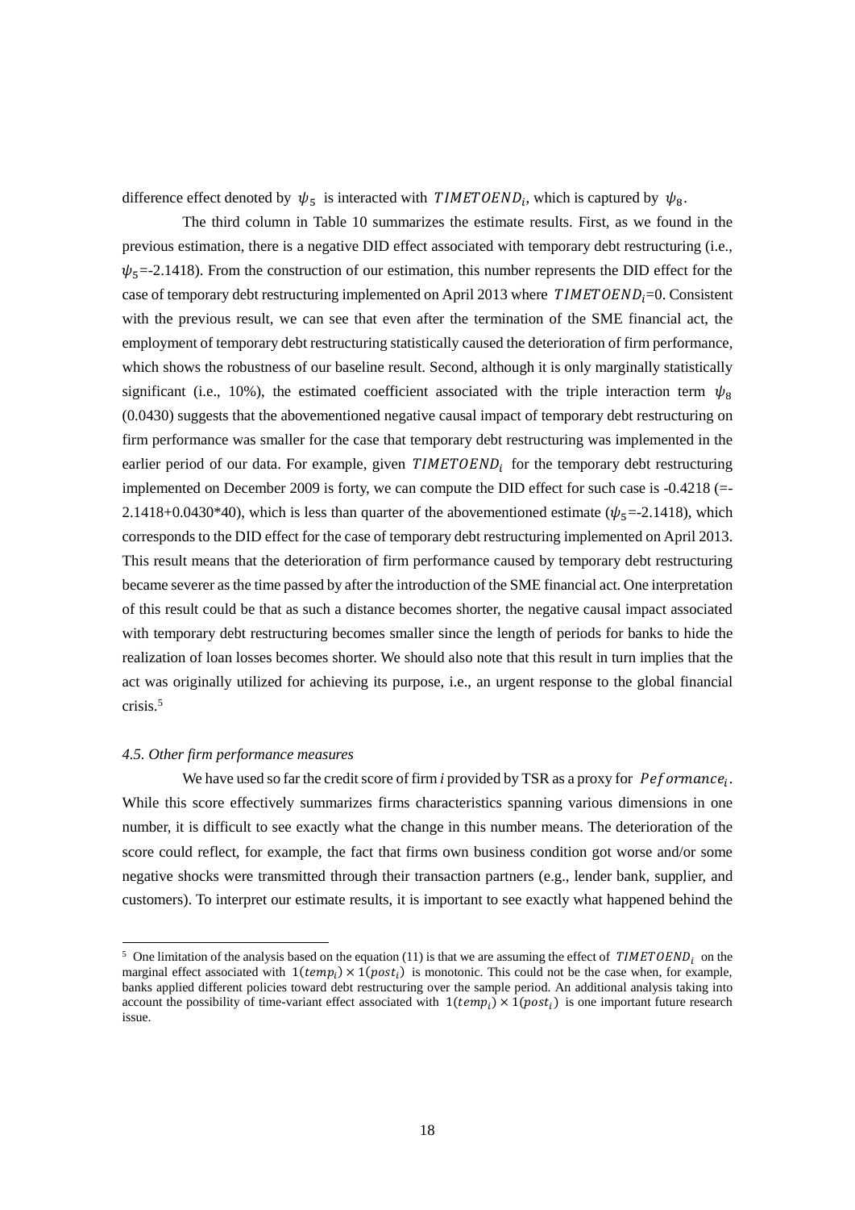difference effect denoted by $\psi_5$ is interacted with $TIMETOEND_i$, which is captured by $\psi_8$.

The third column in Table 10 summarizes the estimate results. First, as we found in the previous estimation, there is a negative DID effect associated with temporary debt restructuring (i.e., $\psi_5$=-2.1418). From the construction of our estimation, this number represents the DID effect for the case of temporary debt restructuring implemented on April 2013 where $TIMETOEND_i$=0. Consistent with the previous result, we can see that even after the termination of the SME financial act, the employment of temporary debt restructuring statistically caused the deterioration of firm performance, which shows the robustness of our baseline result. Second, although it is only marginally statistically significant (i.e., 10%), the estimated coefficient associated with the triple interaction term $\psi_8$ (0.0430) suggests that the abovementioned negative causal impact of temporary debt restructuring on firm performance was smaller for the case that temporary debt restructuring was implemented in the earlier period of our data. For example, given $TIMETOEND_i$ for the temporary debt restructuring implemented on December 2009 is forty, we can compute the DID effect for such case is -0.4218 (=-2.1418+0.0430*40), which is less than quarter of the abovementioned estimate ($\psi_5$=-2.1418), which corresponds to the DID effect for the case of temporary debt restructuring implemented on April 2013. This result means that the deterioration of firm performance caused by temporary debt restructuring became severer as the time passed by after the introduction of the SME financial act. One interpretation of this result could be that as such a distance becomes shorter, the negative causal impact associated with temporary debt restructuring becomes smaller since the length of periods for banks to hide the realization of loan losses becomes shorter. We should also note that this result in turn implies that the act was originally utilized for achieving its purpose, i.e., an urgent response to the global financial crisis.[5]

*4.5. Other firm performance measures*

We have used so far the credit score of firm *i* provided by TSR as a proxy for $Peformance_i$. While this score effectively summarizes firms characteristics spanning various dimensions in one number, it is difficult to see exactly what the change in this number means. The deterioration of the score could reflect, for example, the fact that firms own business condition got worse and/or some negative shocks were transmitted through their transaction partners (e.g., lender bank, supplier, and customers). To interpret our estimate results, it is important to see exactly what happened behind the

[5] One limitation of the analysis based on the equation (11) is that we are assuming the effect of $TIMETOEND_i$ on the marginal effect associated with $1(temp_i) \times 1(post_i)$ is monotonic. This could not be the case when, for example, banks applied different policies toward debt restructuring over the sample period. An additional analysis taking into account the possibility of time-variant effect associated with $1(temp_i) \times 1(post_i)$ is one important future research issue.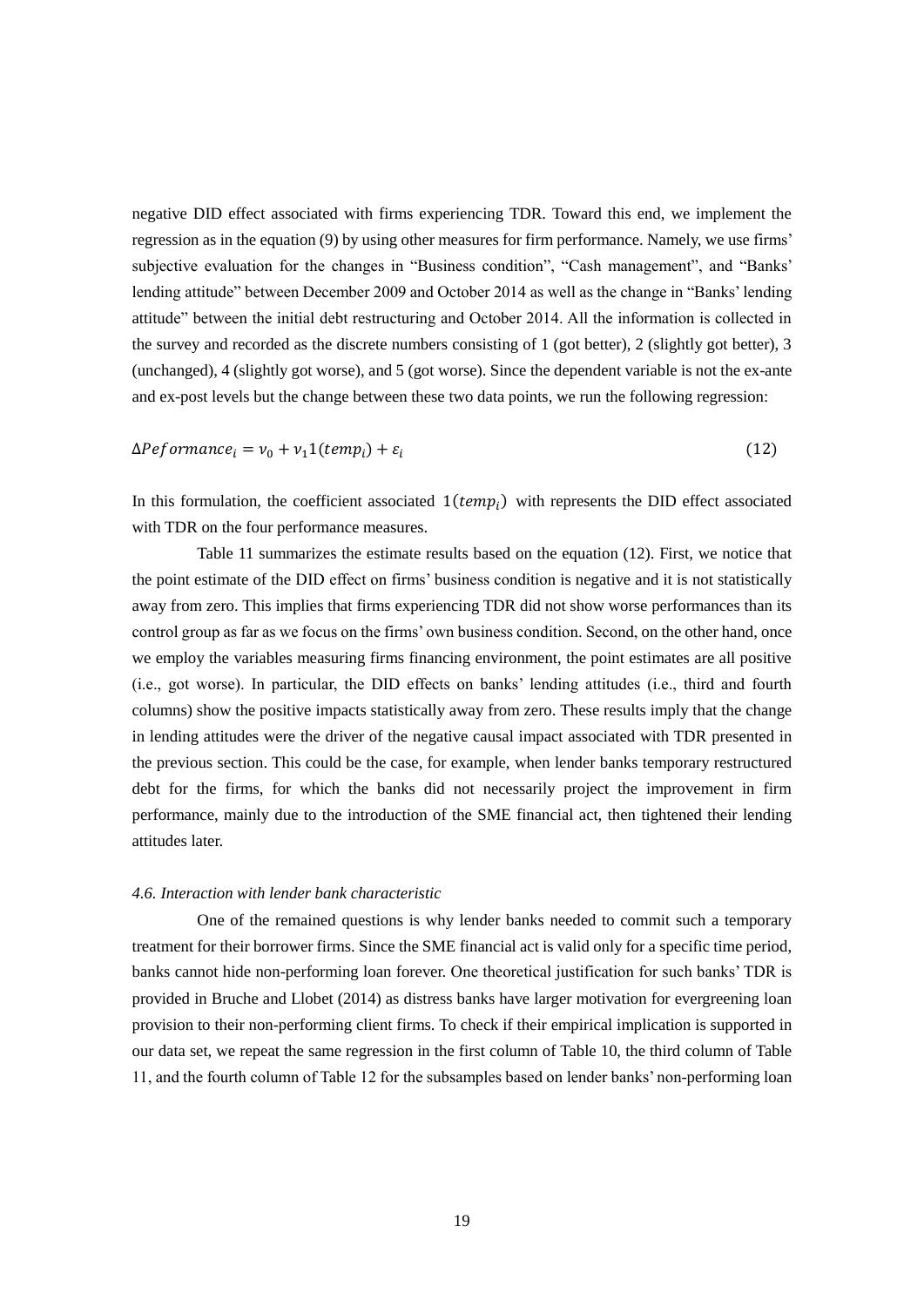negative DID effect associated with firms experiencing TDR. Toward this end, we implement the regression as in the equation (9) by using other measures for firm performance. Namely, we use firms' subjective evaluation for the changes in "Business condition", "Cash management", and "Banks' lending attitude" between December 2009 and October 2014 as well as the change in "Banks' lending attitude" between the initial debt restructuring and October 2014. All the information is collected in the survey and recorded as the discrete numbers consisting of 1 (got better), 2 (slightly got better), 3 (unchanged), 4 (slightly got worse), and 5 (got worse). Since the dependent variable is not the ex-ante and ex-post levels but the change between these two data points, we run the following regression:

$$\Delta Performance_i = \nu_0 + \nu_1 1(temp_i) + \varepsilon_i \tag{12}$$

In this formulation, the coefficient associated $1(temp_i)$ with represents the DID effect associated with TDR on the four performance measures.

Table 11 summarizes the estimate results based on the equation (12). First, we notice that the point estimate of the DID effect on firms' business condition is negative and it is not statistically away from zero. This implies that firms experiencing TDR did not show worse performances than its control group as far as we focus on the firms' own business condition. Second, on the other hand, once we employ the variables measuring firms financing environment, the point estimates are all positive (i.e., got worse). In particular, the DID effects on banks' lending attitudes (i.e., third and fourth columns) show the positive impacts statistically away from zero. These results imply that the change in lending attitudes were the driver of the negative causal impact associated with TDR presented in the previous section. This could be the case, for example, when lender banks temporary restructured debt for the firms, for which the banks did not necessarily project the improvement in firm performance, mainly due to the introduction of the SME financial act, then tightened their lending attitudes later.

### *4.6. Interaction with lender bank characteristic*

One of the remained questions is why lender banks needed to commit such a temporary treatment for their borrower firms. Since the SME financial act is valid only for a specific time period, banks cannot hide non-performing loan forever. One theoretical justification for such banks' TDR is provided in Bruche and Llobet (2014) as distress banks have larger motivation for evergreening loan provision to their non-performing client firms. To check if their empirical implication is supported in our data set, we repeat the same regression in the first column of Table 10, the third column of Table 11, and the fourth column of Table 12 for the subsamples based on lender banks' non-performing loan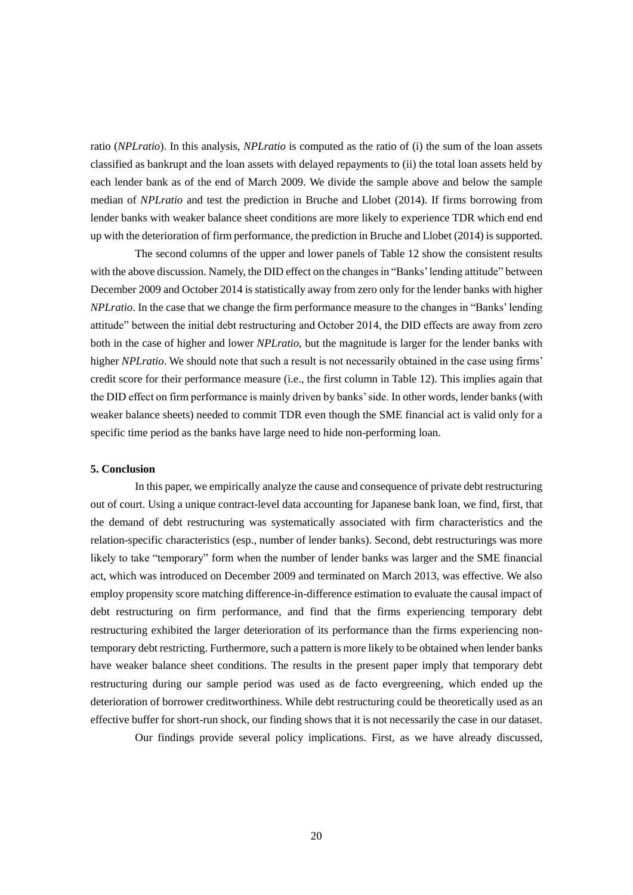ratio (*NPLratio*). In this analysis, *NPLratio* is computed as the ratio of (i) the sum of the loan assets classified as bankrupt and the loan assets with delayed repayments to (ii) the total loan assets held by each lender bank as of the end of March 2009. We divide the sample above and below the sample median of *NPLratio* and test the prediction in Bruche and Llobet (2014). If firms borrowing from lender banks with weaker balance sheet conditions are more likely to experience TDR which end end up with the deterioration of firm performance, the prediction in Bruche and Llobet (2014) is supported.

The second columns of the upper and lower panels of Table 12 show the consistent results with the above discussion. Namely, the DID effect on the changes in "Banks' lending attitude" between December 2009 and October 2014 is statistically away from zero only for the lender banks with higher *NPLratio*. In the case that we change the firm performance measure to the changes in "Banks' lending attitude" between the initial debt restructuring and October 2014, the DID effects are away from zero both in the case of higher and lower *NPLratio*, but the magnitude is larger for the lender banks with higher *NPLratio*. We should note that such a result is not necessarily obtained in the case using firms' credit score for their performance measure (i.e., the first column in Table 12). This implies again that the DID effect on firm performance is mainly driven by banks' side. In other words, lender banks (with weaker balance sheets) needed to commit TDR even though the SME financial act is valid only for a specific time period as the banks have large need to hide non-performing loan.

## 5. Conclusion

In this paper, we empirically analyze the cause and consequence of private debt restructuring out of court. Using a unique contract-level data accounting for Japanese bank loan, we find, first, that the demand of debt restructuring was systematically associated with firm characteristics and the relation-specific characteristics (esp., number of lender banks). Second, debt restructurings was more likely to take "temporary" form when the number of lender banks was larger and the SME financial act, which was introduced on December 2009 and terminated on March 2013, was effective. We also employ propensity score matching difference-in-difference estimation to evaluate the causal impact of debt restructuring on firm performance, and find that the firms experiencing temporary debt restructuring exhibited the larger deterioration of its performance than the firms experiencing non-temporary debt restricting. Furthermore, such a pattern is more likely to be obtained when lender banks have weaker balance sheet conditions. The results in the present paper imply that temporary debt restructuring during our sample period was used as de facto evergreening, which ended up the deterioration of borrower creditworthiness. While debt restructuring could be theoretically used as an effective buffer for short-run shock, our finding shows that it is not necessarily the case in our dataset.

Our findings provide several policy implications. First, as we have already discussed,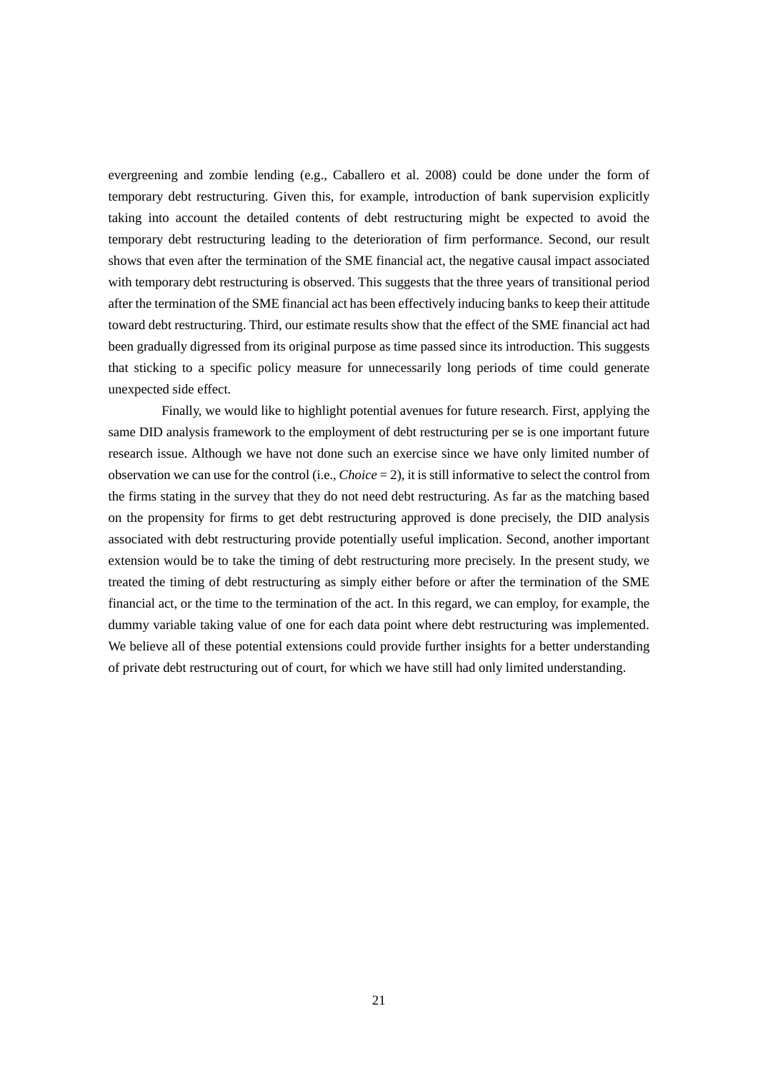evergreening and zombie lending (e.g., Caballero et al. 2008) could be done under the form of temporary debt restructuring. Given this, for example, introduction of bank supervision explicitly taking into account the detailed contents of debt restructuring might be expected to avoid the temporary debt restructuring leading to the deterioration of firm performance. Second, our result shows that even after the termination of the SME financial act, the negative causal impact associated with temporary debt restructuring is observed. This suggests that the three years of transitional period after the termination of the SME financial act has been effectively inducing banks to keep their attitude toward debt restructuring. Third, our estimate results show that the effect of the SME financial act had been gradually digressed from its original purpose as time passed since its introduction. This suggests that sticking to a specific policy measure for unnecessarily long periods of time could generate unexpected side effect.

Finally, we would like to highlight potential avenues for future research. First, applying the same DID analysis framework to the employment of debt restructuring per se is one important future research issue. Although we have not done such an exercise since we have only limited number of observation we can use for the control (i.e., *Choice* = 2), it is still informative to select the control from the firms stating in the survey that they do not need debt restructuring. As far as the matching based on the propensity for firms to get debt restructuring approved is done precisely, the DID analysis associated with debt restructuring provide potentially useful implication. Second, another important extension would be to take the timing of debt restructuring more precisely. In the present study, we treated the timing of debt restructuring as simply either before or after the termination of the SME financial act, or the time to the termination of the act. In this regard, we can employ, for example, the dummy variable taking value of one for each data point where debt restructuring was implemented. We believe all of these potential extensions could provide further insights for a better understanding of private debt restructuring out of court, for which we have still had only limited understanding.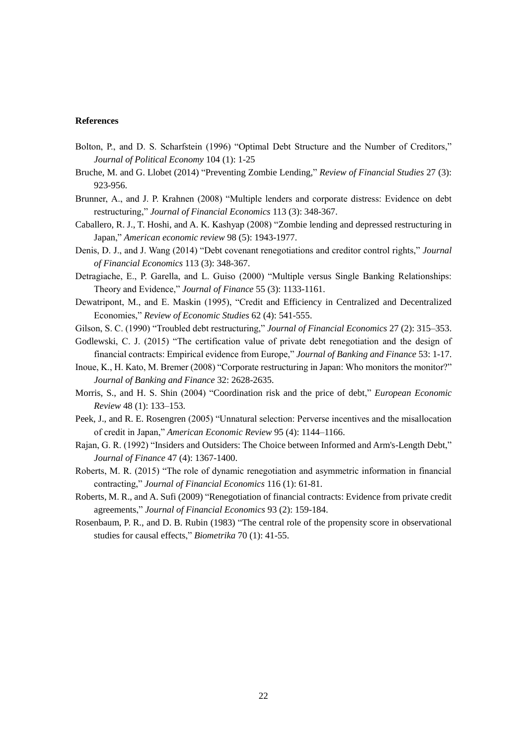**References**

Bolton, P., and D. S. Scharfstein (1996) "Optimal Debt Structure and the Number of Creditors," *Journal of Political Economy* 104 (1): 1-25

Bruche, M. and G. Llobet (2014) "Preventing Zombie Lending," *Review of Financial Studies* 27 (3): 923-956.

Brunner, A., and J. P. Krahnen (2008) "Multiple lenders and corporate distress: Evidence on debt restructuring," *Journal of Financial Economics* 113 (3): 348-367.

Caballero, R. J., T. Hoshi, and A. K. Kashyap (2008) "Zombie lending and depressed restructuring in Japan," *American economic review* 98 (5): 1943-1977.

Denis, D. J., and J. Wang (2014) "Debt covenant renegotiations and creditor control rights," *Journal of Financial Economics* 113 (3): 348-367.

Detragiache, E., P. Garella, and L. Guiso (2000) "Multiple versus Single Banking Relationships: Theory and Evidence," *Journal of Finance* 55 (3): 1133-1161.

Dewatripont, M., and E. Maskin (1995), "Credit and Efficiency in Centralized and Decentralized Economies," *Review of Economic Studies* 62 (4): 541-555.

Gilson, S. C. (1990) "Troubled debt restructuring," *Journal of Financial Economics* 27 (2): 315–353.

Godlewski, C. J. (2015) "The certification value of private debt renegotiation and the design of financial contracts: Empirical evidence from Europe," *Journal of Banking and Finance* 53: 1-17.

Inoue, K., H. Kato, M. Bremer (2008) "Corporate restructuring in Japan: Who monitors the monitor?" *Journal of Banking and Finance* 32: 2628-2635.

Morris, S., and H. S. Shin (2004) "Coordination risk and the price of debt," *European Economic Review* 48 (1): 133–153.

Peek, J., and R. E. Rosengren (2005) "Unnatural selection: Perverse incentives and the misallocation of credit in Japan," *American Economic Review* 95 (4): 1144–1166.

Rajan, G. R. (1992) "Insiders and Outsiders: The Choice between Informed and Arm's-Length Debt," *Journal of Finance* 47 (4): 1367-1400.

Roberts, M. R. (2015) "The role of dynamic renegotiation and asymmetric information in financial contracting," *Journal of Financial Economics* 116 (1): 61-81.

Roberts, M. R., and A. Sufi (2009) "Renegotiation of financial contracts: Evidence from private credit agreements," *Journal of Financial Economics* 93 (2): 159-184.

Rosenbaum, P. R., and D. B. Rubin (1983) "The central role of the propensity score in observational studies for causal effects," *Biometrika* 70 (1): 41-55.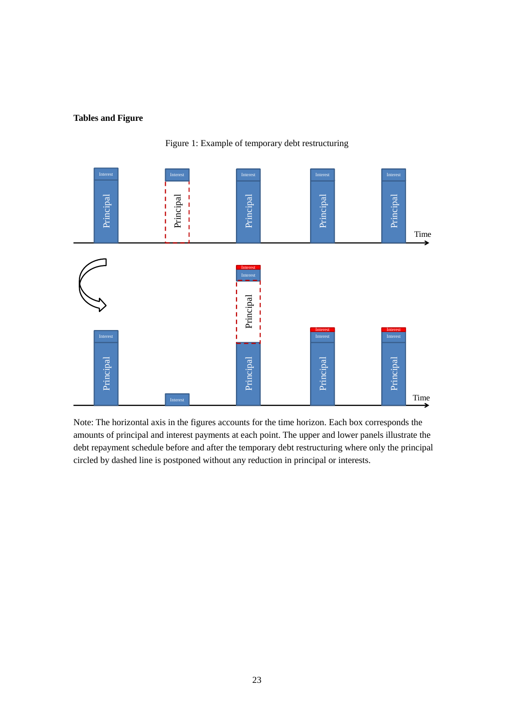**Tables and Figure**

Figure 1: Example of temporary debt restructuring

Note: The horizontal axis in the figures accounts for the time horizon. Each box corresponds the amounts of principal and interest payments at each point. The upper and lower panels illustrate the debt repayment schedule before and after the temporary debt restructuring where only the principal circled by dashed line is postponed without any reduction in principal or interests.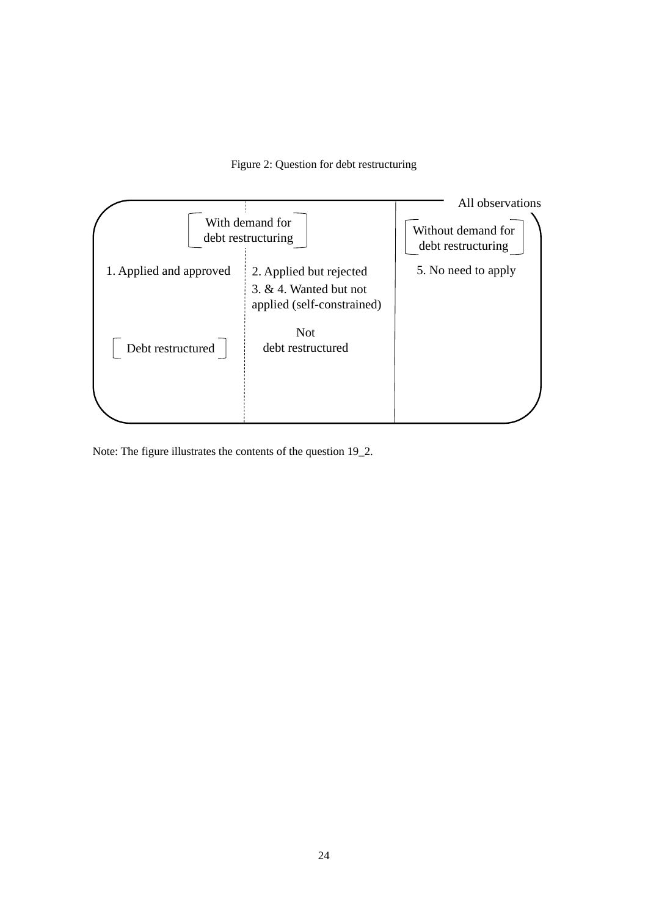Figure 2: Question for debt restructuring

| With demand for debt restructuring | | Without demand for debt restructuring |
|---|---|---|
| 1. Applied and approved | 2. Applied but rejected<br>3. & 4. Wanted but not applied (self-constrained) | 5. No need to apply |
| Debt restructured | Not debt restructured | |

All observations

Note: The figure illustrates the contents of the question 19_2.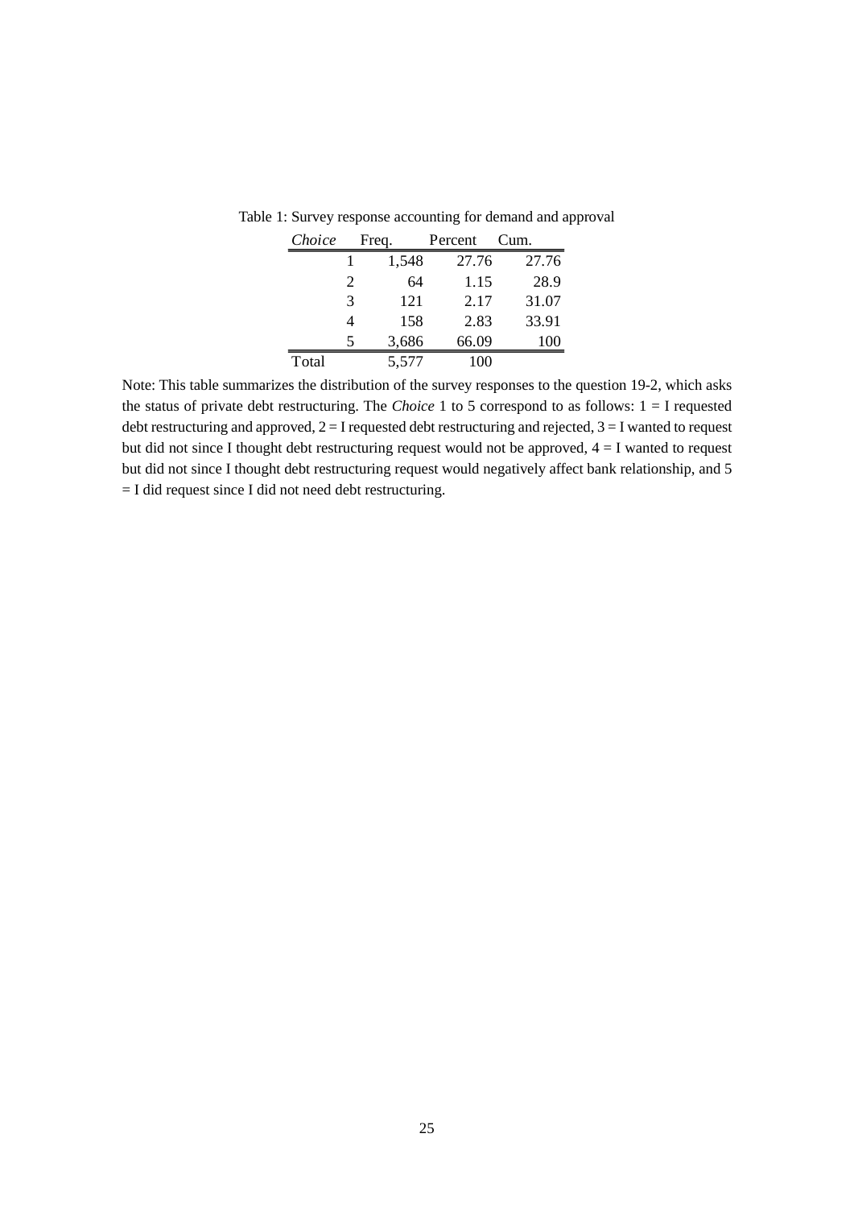Table 1: Survey response accounting for demand and approval

| *Choice* | Freq. | Percent | Cum. |
|---|---|---|---|
| 1 | 1,548 | 27.76 | 27.76 |
| 2 | 64 | 1.15 | 28.9 |
| 3 | 121 | 2.17 | 31.07 |
| 4 | 158 | 2.83 | 33.91 |
| 5 | 3,686 | 66.09 | 100 |
| Total | 5,577 | 100 | |

Note: This table summarizes the distribution of the survey responses to the question 19-2, which asks the status of private debt restructuring. The *Choice* 1 to 5 correspond to as follows: 1 = I requested debt restructuring and approved, 2 = I requested debt restructuring and rejected, 3 = I wanted to request but did not since I thought debt restructuring request would not be approved, 4 = I wanted to request but did not since I thought debt restructuring request would negatively affect bank relationship, and 5 = I did request since I did not need debt restructuring.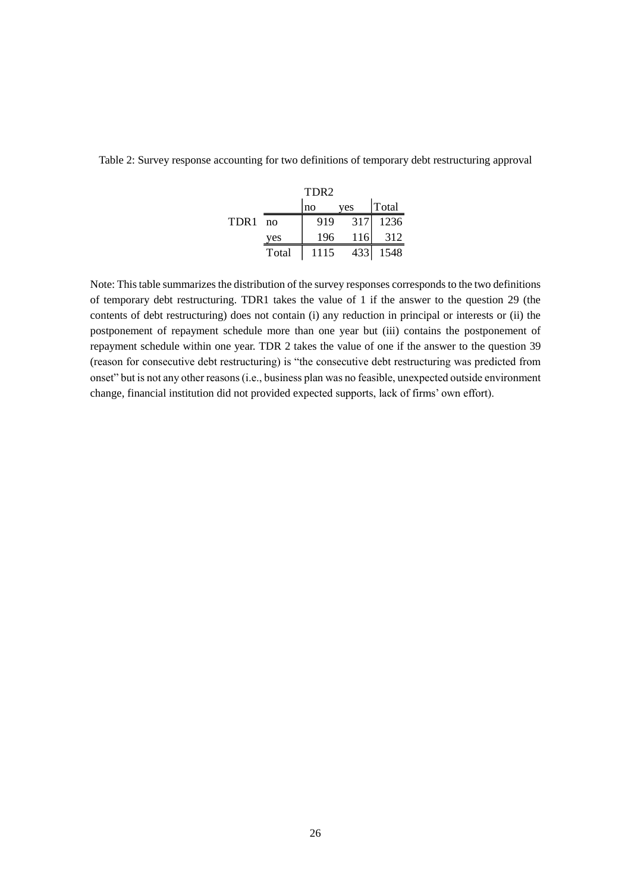Table 2: Survey response accounting for two definitions of temporary debt restructuring approval

| | | TDR2 | | |
|---|---|---|---|---|
| | | no | yes | Total |
| TDR1 | no | 919 | 317 | 1236 |
| | yes | 196 | 116 | 312 |
| | Total | 1115 | 433 | 1548 |

Note: This table summarizes the distribution of the survey responses corresponds to the two definitions of temporary debt restructuring. TDR1 takes the value of 1 if the answer to the question 29 (the contents of debt restructuring) does not contain (i) any reduction in principal or interests or (ii) the postponement of repayment schedule more than one year but (iii) contains the postponement of repayment schedule within one year. TDR 2 takes the value of one if the answer to the question 39 (reason for consecutive debt restructuring) is "the consecutive debt restructuring was predicted from onset" but is not any other reasons (i.e., business plan was no feasible, unexpected outside environment change, financial institution did not provided expected supports, lack of firms' own effort).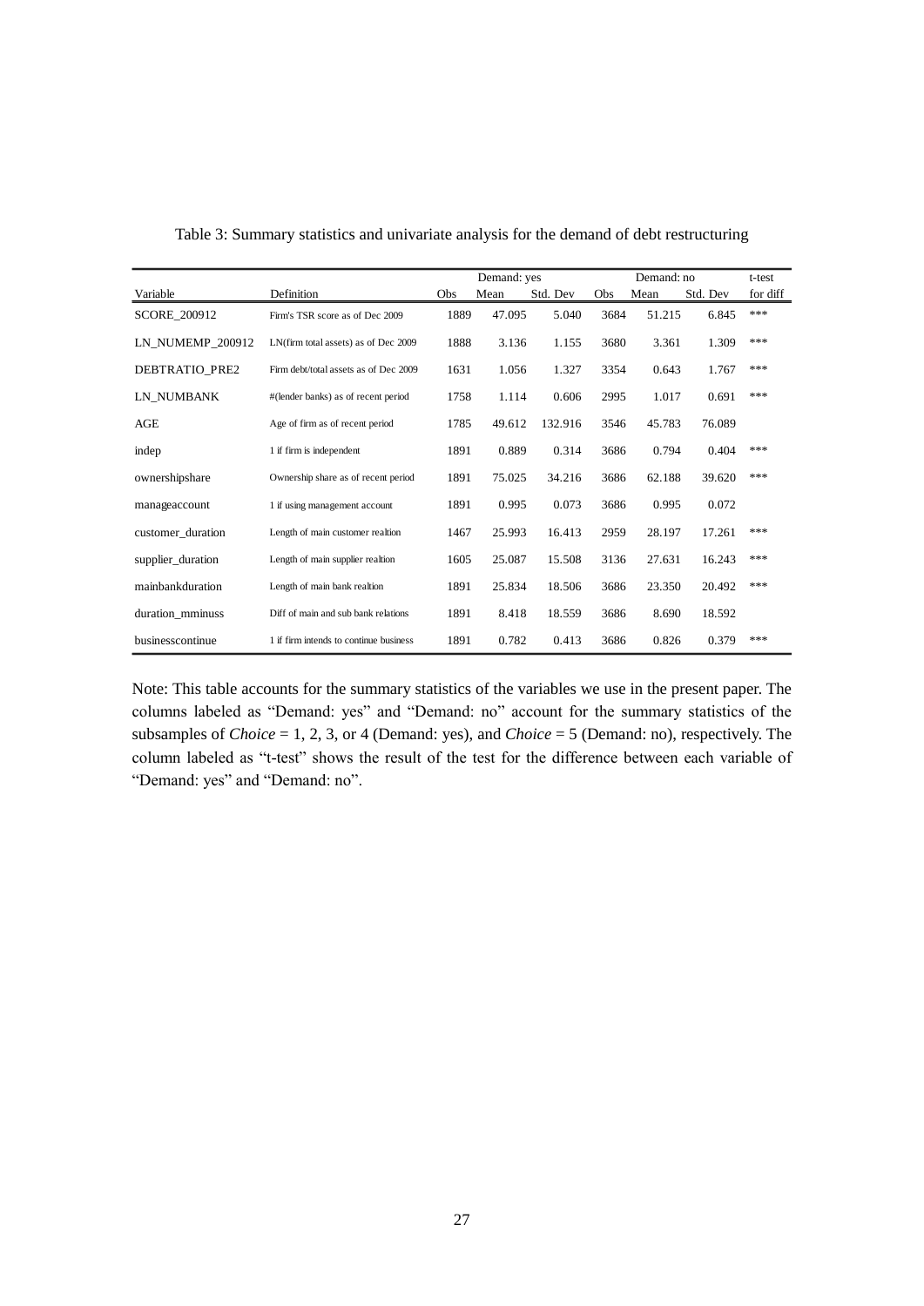Table 3: Summary statistics and univariate analysis for the demand of debt restructuring

| | | Demand: yes | | | Demand: no | | | t-test |
|---|---|---|---|---|---|---|---|---|
| Variable | Definition | Obs | Mean | Std. Dev | Obs | Mean | Std. Dev | for diff |
| SCORE_200912 | Firm's TSR score as of Dec 2009 | 1889 | 47.095 | 5.040 | 3684 | 51.215 | 6.845 | *** |
| LN_NUMEMP_200912 | LN(firm total assets) as of Dec 2009 | 1888 | 3.136 | 1.155 | 3680 | 3.361 | 1.309 | *** |
| DEBTRATIO_PRE2 | Firm debt/total assets as of Dec 2009 | 1631 | 1.056 | 1.327 | 3354 | 0.643 | 1.767 | *** |
| LN_NUMBANK | #(lender banks) as of recent period | 1758 | 1.114 | 0.606 | 2995 | 1.017 | 0.691 | *** |
| AGE | Age of firm as of recent period | 1785 | 49.612 | 132.916 | 3546 | 45.783 | 76.089 | |
| indep | 1 if firm is independent | 1891 | 0.889 | 0.314 | 3686 | 0.794 | 0.404 | *** |
| ownershipshare | Ownership share as of recent period | 1891 | 75.025 | 34.216 | 3686 | 62.188 | 39.620 | *** |
| manageaccount | 1 if using management account | 1891 | 0.995 | 0.073 | 3686 | 0.995 | 0.072 | |
| customer_duration | Length of main customer realtion | 1467 | 25.993 | 16.413 | 2959 | 28.197 | 17.261 | *** |
| supplier_duration | Length of main supplier realtion | 1605 | 25.087 | 15.508 | 3136 | 27.631 | 16.243 | *** |
| mainbankduration | Length of main bank realtion | 1891 | 25.834 | 18.506 | 3686 | 23.350 | 20.492 | *** |
| duration_mminuss | Diff of main and sub bank relations | 1891 | 8.418 | 18.559 | 3686 | 8.690 | 18.592 | |
| businesscontinue | 1 if firm intends to continue business | 1891 | 0.782 | 0.413 | 3686 | 0.826 | 0.379 | *** |

Note: This table accounts for the summary statistics of the variables we use in the present paper. The columns labeled as "Demand: yes" and "Demand: no" account for the summary statistics of the subsamples of *Choice* = 1, 2, 3, or 4 (Demand: yes), and *Choice* = 5 (Demand: no), respectively. The column labeled as "t-test" shows the result of the test for the difference between each variable of "Demand: yes" and "Demand: no".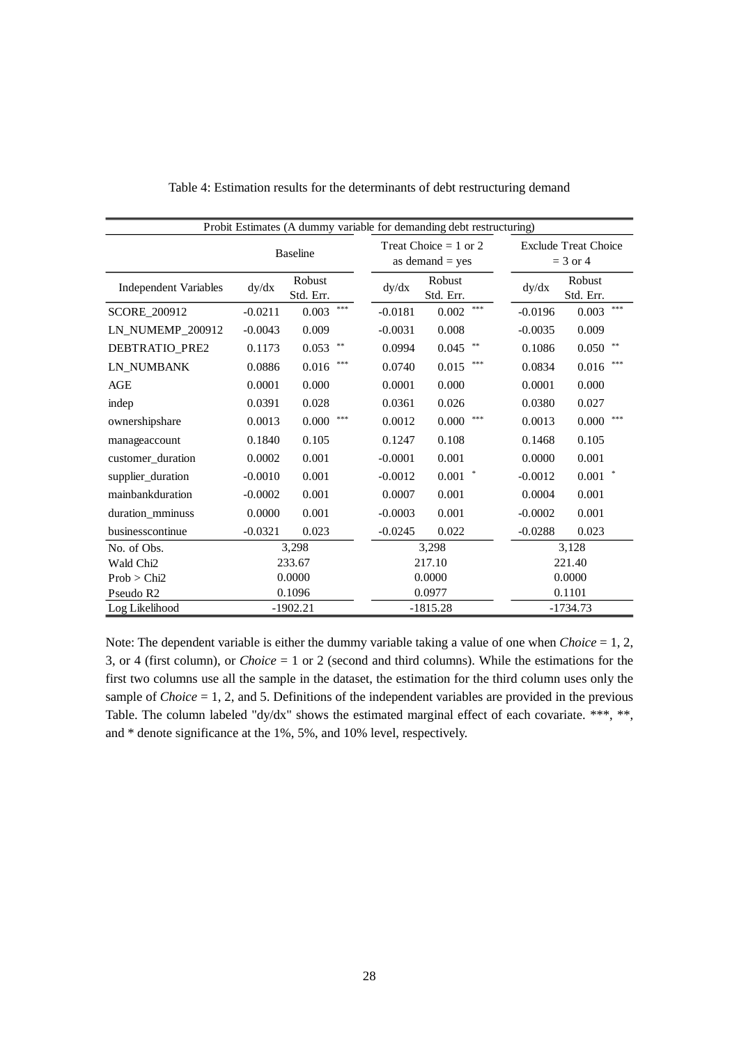Table 4: Estimation results for the determinants of debt restructuring demand

| Probit Estimates (A dummy variable for demanding debt restructuring) | | | | | | |
|---|---|---|---|---|---|---|
| | Baseline | | Treat Choice = 1 or 2 as demand = yes | | Exclude Treat Choice = 3 or 4 | |
| Independent Variables | dy/dx | Robust Std. Err. | dy/dx | Robust Std. Err. | dy/dx | Robust Std. Err. |
| SCORE_200912 | -0.0211 | 0.003 *** | -0.0181 | 0.002 *** | -0.0196 | 0.003 *** |
| LN_NUMEMP_200912 | -0.0043 | 0.009 | -0.0031 | 0.008 | -0.0035 | 0.009 |
| DEBTRATIO_PRE2 | 0.1173 | 0.053 ** | 0.0994 | 0.045 ** | 0.1086 | 0.050 ** |
| LN_NUMBANK | 0.0886 | 0.016 *** | 0.0740 | 0.015 *** | 0.0834 | 0.016 *** |
| AGE | 0.0001 | 0.000 | 0.0001 | 0.000 | 0.0001 | 0.000 |
| indep | 0.0391 | 0.028 | 0.0361 | 0.026 | 0.0380 | 0.027 |
| ownershipshare | 0.0013 | 0.000 *** | 0.0012 | 0.000 *** | 0.0013 | 0.000 *** |
| manageaccount | 0.1840 | 0.105 | 0.1247 | 0.108 | 0.1468 | 0.105 |
| customer_duration | 0.0002 | 0.001 | -0.0001 | 0.001 | 0.0000 | 0.001 |
| supplier_duration | -0.0010 | 0.001 | -0.0012 | 0.001 * | -0.0012 | 0.001 * |
| mainbankduration | -0.0002 | 0.001 | 0.0007 | 0.001 | 0.0004 | 0.001 |
| duration_mminuss | 0.0000 | 0.001 | -0.0003 | 0.001 | -0.0002 | 0.001 |
| businesscontinue | -0.0321 | 0.023 | -0.0245 | 0.022 | -0.0288 | 0.023 |
| No. of Obs. | 3,298 | | 3,298 | | 3,128 | |
| Wald Chi2 | 233.67 | | 217.10 | | 221.40 | |
| Prob > Chi2 | 0.0000 | | 0.0000 | | 0.0000 | |
| Pseudo R2 | 0.1096 | | 0.0977 | | 0.1101 | |
| Log Likelihood | -1902.21 | | -1815.28 | | -1734.73 | |

Note: The dependent variable is either the dummy variable taking a value of one when *Choice* = 1, 2, 3, or 4 (first column), or *Choice* = 1 or 2 (second and third columns). While the estimations for the first two columns use all the sample in the dataset, the estimation for the third column uses only the sample of *Choice* = 1, 2, and 5. Definitions of the independent variables are provided in the previous Table. The column labeled "dy/dx" shows the estimated marginal effect of each covariate. ***, **, and * denote significance at the 1%, 5%, and 10% level, respectively.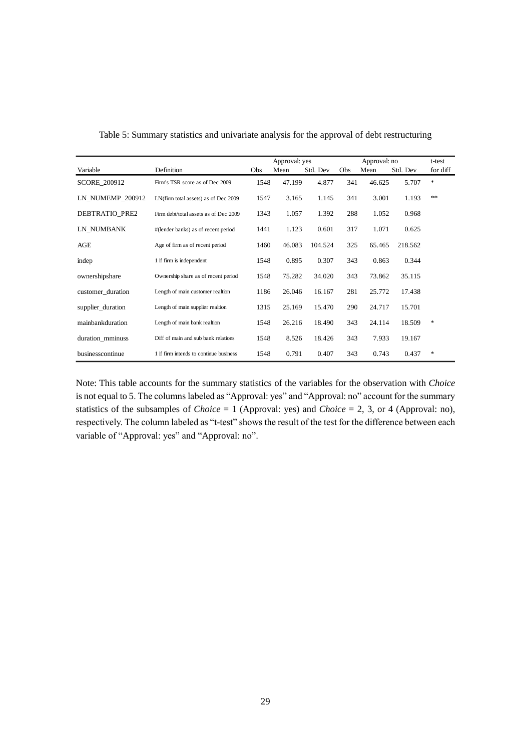Table 5: Summary statistics and univariate analysis for the approval of debt restructuring

| Variable | Definition | Approval: yes | | | Approval: no | | | t-test |
|---|---|---|---|---|---|---|---|---|
| | | Obs | Mean | Std. Dev | Obs | Mean | Std. Dev | for diff |
| SCORE_200912 | Firm's TSR score as of Dec 2009 | 1548 | 47.199 | 4.877 | 341 | 46.625 | 5.707 | * |
| LN_NUMEMP_200912 | LN(firm total assets) as of Dec 2009 | 1547 | 3.165 | 1.145 | 341 | 3.001 | 1.193 | ** |
| DEBTRATIO_PRE2 | Firm debt/total assets as of Dec 2009 | 1343 | 1.057 | 1.392 | 288 | 1.052 | 0.968 | |
| LN_NUMBANK | #(lender banks) as of recent period | 1441 | 1.123 | 0.601 | 317 | 1.071 | 0.625 | |
| AGE | Age of firm as of recent period | 1460 | 46.083 | 104.524 | 325 | 65.465 | 218.562 | |
| indep | 1 if firm is independent | 1548 | 0.895 | 0.307 | 343 | 0.863 | 0.344 | |
| ownershipshare | Ownership share as of recent period | 1548 | 75.282 | 34.020 | 343 | 73.862 | 35.115 | |
| customer_duration | Length of main customer realtion | 1186 | 26.046 | 16.167 | 281 | 25.772 | 17.438 | |
| supplier_duration | Length of main supplier realtion | 1315 | 25.169 | 15.470 | 290 | 24.717 | 15.701 | |
| mainbankduration | Length of main bank realtion | 1548 | 26.216 | 18.490 | 343 | 24.114 | 18.509 | * |
| duration_mminuss | Diff of main and sub bank relations | 1548 | 8.526 | 18.426 | 343 | 7.933 | 19.167 | |
| businesscontinue | 1 if firm intends to continue business | 1548 | 0.791 | 0.407 | 343 | 0.743 | 0.437 | * |

Note: This table accounts for the summary statistics of the variables for the observation with *Choice* is not equal to 5. The columns labeled as "Approval: yes" and "Approval: no" account for the summary statistics of the subsamples of *Choice* = 1 (Approval: yes) and *Choice* = 2, 3, or 4 (Approval: no), respectively. The column labeled as "t-test" shows the result of the test for the difference between each variable of "Approval: yes" and "Approval: no".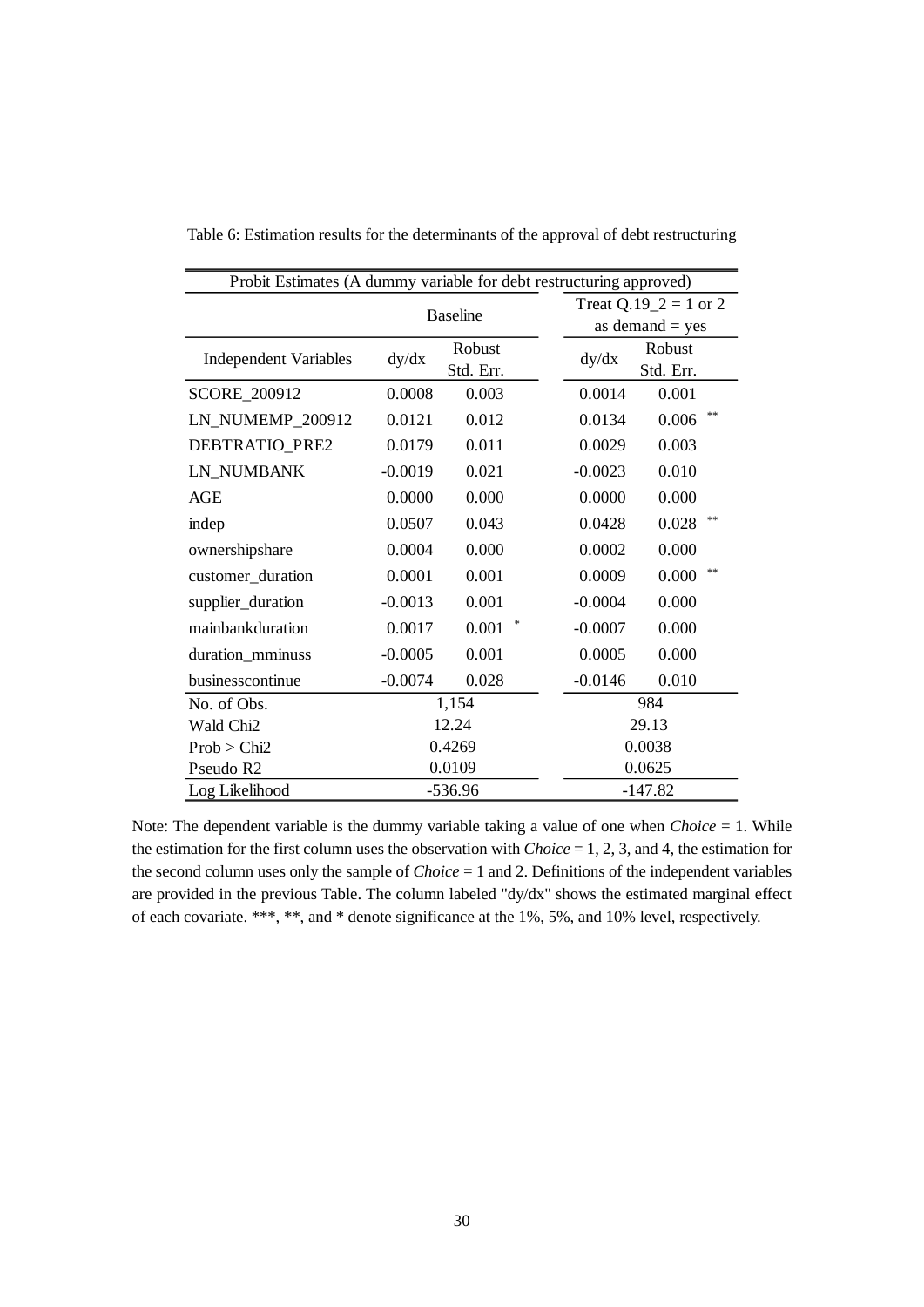Table 6: Estimation results for the determinants of the approval of debt restructuring

| Probit Estimates (A dummy variable for debt restructuring approved) | | | | |
|---|---|---|---|---|
| | Baseline | | Treat Q.19_2 = 1 or 2 as demand = yes | |
| Independent Variables | dy/dx | Robust Std. Err. | dy/dx | Robust Std. Err. |
| SCORE_200912 | 0.0008 | 0.003 | 0.0014 | 0.001 |
| LN_NUMEMP_200912 | 0.0121 | 0.012 | 0.0134 | 0.006 ** |
| DEBTRATIO_PRE2 | 0.0179 | 0.011 | 0.0029 | 0.003 |
| LN_NUMBANK | -0.0019 | 0.021 | -0.0023 | 0.010 |
| AGE | 0.0000 | 0.000 | 0.0000 | 0.000 |
| indep | 0.0507 | 0.043 | 0.0428 | 0.028 ** |
| ownershipshare | 0.0004 | 0.000 | 0.0002 | 0.000 |
| customer_duration | 0.0001 | 0.001 | 0.0009 | 0.000 ** |
| supplier_duration | -0.0013 | 0.001 | -0.0004 | 0.000 |
| mainbankduration | 0.0017 | 0.001 * | -0.0007 | 0.000 |
| duration_mminuss | -0.0005 | 0.001 | 0.0005 | 0.000 |
| businesscontinue | -0.0074 | 0.028 | -0.0146 | 0.010 |
| No. of Obs. | 1,154 | | 984 | |
| Wald Chi2 | 12.24 | | 29.13 | |
| Prob > Chi2 | 0.4269 | | 0.0038 | |
| Pseudo R2 | 0.0109 | | 0.0625 | |
| Log Likelihood | -536.96 | | -147.82 | |

Note: The dependent variable is the dummy variable taking a value of one when *Choice* = 1. While the estimation for the first column uses the observation with *Choice* = 1, 2, 3, and 4, the estimation for the second column uses only the sample of *Choice* = 1 and 2. Definitions of the independent variables are provided in the previous Table. The column labeled "dy/dx" shows the estimated marginal effect of each covariate. ***, **, and * denote significance at the 1%, 5%, and 10% level, respectively.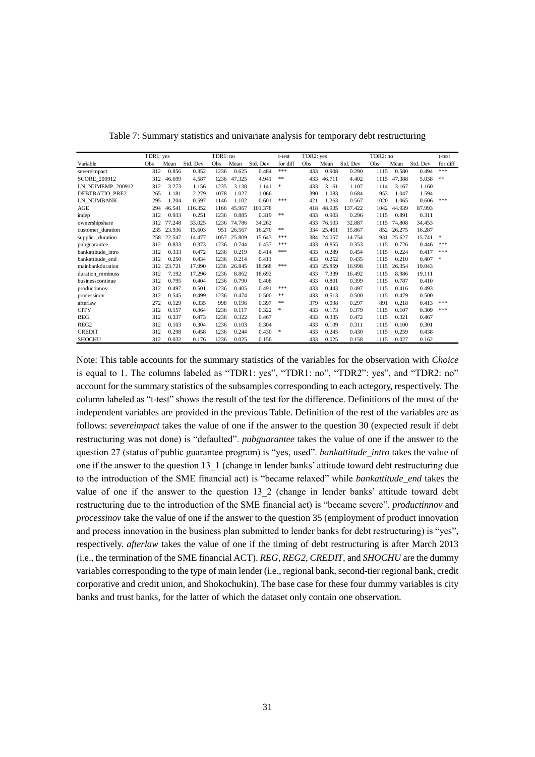Table 7: Summary statistics and univariate analysis for temporary debt restructuring

| | TDR1: yes | | | TDR1: no | | | t-test | TDR2: yes | | | TDR2: no | | | t-test |
|---|---|---|---|---|---|---|---|---|---|---|---|---|---|---|
| Variable | Obs | Mean | Std. Dev | Obs | Mean | Std. Dev | for diff | Obs | Mean | Std. Dev | Obs | Mean | Std. Dev | for diff |
| severeimpact | 312 | 0.856 | 0.352 | 1236 | 0.625 | 0.484 | *** | 433 | 0.908 | 0.290 | 1115 | 0.580 | 0.494 | *** |
| SCORE_200912 | 312 | 46.699 | 4.587 | 1236 | 47.325 | 4.941 | ** | 433 | 46.711 | 4.402 | 1115 | 47.388 | 5.038 | ** |
| LN_NUMEMP_200912 | 312 | 3.273 | 1.156 | 1235 | 3.138 | 1.141 | * | 433 | 3.161 | 1.107 | 1114 | 3.167 | 1.160 | |
| DEBTRATIO_PRE2 | 265 | 1.181 | 2.279 | 1078 | 1.027 | 1.066 | | 390 | 1.083 | 0.684 | 953 | 1.047 | 1.594 | |
| LN_NUMBANK | 295 | 1.204 | 0.597 | 1146 | 1.102 | 0.601 | *** | 421 | 1.263 | 0.567 | 1020 | 1.065 | 0.606 | *** |
| AGE | 294 | 46.541 | 116.352 | 1166 | 45.967 | 101.378 | | 418 | 48.935 | 137.422 | 1042 | 44.939 | 87.993 | |
| indep | 312 | 0.933 | 0.251 | 1236 | 0.885 | 0.319 | ** | 433 | 0.903 | 0.296 | 1115 | 0.891 | 0.311 | |
| ownershipshare | 312 | 77.248 | 33.025 | 1236 | 74.786 | 34.262 | | 433 | 76.503 | 32.887 | 1115 | 74.808 | 34.453 | |
| customer_duration | 235 | 23.936 | 15.603 | 951 | 26.567 | 16.270 | ** | 334 | 25.461 | 15.867 | 852 | 26.275 | 16.287 | |
| supplier_duration | 258 | 22.547 | 14.477 | 1057 | 25.809 | 15.643 | *** | 384 | 24.057 | 14.754 | 931 | 25.627 | 15.741 | * |
| pubguarantee | 312 | 0.833 | 0.373 | 1236 | 0.744 | 0.437 | *** | 433 | 0.855 | 0.353 | 1115 | 0.726 | 0.446 | *** |
| bankattitude_intro | 312 | 0.333 | 0.472 | 1236 | 0.219 | 0.414 | *** | 433 | 0.289 | 0.454 | 1115 | 0.224 | 0.417 | *** |
| bankattitude_end | 312 | 0.250 | 0.434 | 1236 | 0.214 | 0.411 | | 433 | 0.252 | 0.435 | 1115 | 0.210 | 0.407 | * |
| mainbankduration | 312 | 23.721 | 17.990 | 1236 | 26.845 | 18.568 | *** | 433 | 25.859 | 16.998 | 1115 | 26.354 | 19.043 | |
| duration_mminuss | 312 | 7.192 | 17.296 | 1236 | 8.862 | 18.692 | | 433 | 7.339 | 16.492 | 1115 | 8.986 | 19.111 | |
| businesscontinue | 312 | 0.795 | 0.404 | 1236 | 0.790 | 0.408 | | 433 | 0.801 | 0.399 | 1115 | 0.787 | 0.410 | |
| productinnov | 312 | 0.497 | 0.501 | 1236 | 0.405 | 0.491 | *** | 433 | 0.443 | 0.497 | 1115 | 0.416 | 0.493 | |
| processinov | 312 | 0.545 | 0.499 | 1236 | 0.474 | 0.500 | ** | 433 | 0.513 | 0.500 | 1115 | 0.479 | 0.500 | |
| afterlaw | 272 | 0.129 | 0.335 | 998 | 0.196 | 0.397 | ** | 379 | 0.098 | 0.297 | 891 | 0.218 | 0.413 | *** |
| CITY | 312 | 0.157 | 0.364 | 1236 | 0.117 | 0.322 | * | 433 | 0.173 | 0.379 | 1115 | 0.107 | 0.309 | *** |
| REG | 312 | 0.337 | 0.473 | 1236 | 0.322 | 0.467 | | 433 | 0.335 | 0.472 | 1115 | 0.321 | 0.467 | |
| REG2 | 312 | 0.103 | 0.304 | 1236 | 0.103 | 0.304 | | 433 | 0.109 | 0.311 | 1115 | 0.100 | 0.301 | |
| CREDIT | 312 | 0.298 | 0.458 | 1236 | 0.244 | 0.430 | * | 433 | 0.245 | 0.430 | 1115 | 0.259 | 0.438 | |
| SHOCHU | 312 | 0.032 | 0.176 | 1236 | 0.025 | 0.156 | | 433 | 0.025 | 0.158 | 1115 | 0.027 | 0.162 | |

Note: This table accounts for the summary statistics of the variables for the observation with *Choice* is equal to 1. The columns labeled as "TDR1: yes", "TDR1: no", "TDR2": yes", and "TDR2: no" account for the summary statistics of the subsamples corresponding to each actegory, respectively. The column labeled as "t-test" shows the result of the test for the difference. Definitions of the most of the independent variables are provided in the previous Table. Definition of the rest of the variables are as follows: *severeimpact* takes the value of one if the answer to the question 30 (expected result if debt restructuring was not done) is "defaulted". *pubguarantee* takes the value of one if the answer to the question 27 (status of public guarantee program) is "yes, used". *bankattitude_intro* takes the value of one if the answer to the question 13_1 (change in lender banks' attitude toward debt restructuring due to the introduction of the SME financial act) is "became relaxed" while *bankattitude_end* takes the value of one if the answer to the question 13_2 (change in lender banks' attitude toward debt restructuring due to the introduction of the SME financial act) is "became severe". *productinnov* and *processinov* take the value of one if the answer to the question 35 (employment of product innovation and process innovation in the business plan submitted to lender banks for debt restructuring) is "yes", respectively. *afterlaw* takes the value of one if the timing of debt restructuring is after March 2013 (i.e., the termination of the SME financial ACT). *REG*, *REG2*, *CREDIT*, and *SHOCHU* are the dummy variables corresponding to the type of main lender (i.e., regional bank, second-tier regional bank, credit corporative and credit union, and Shokochukin). The base case for these four dummy variables is city banks and trust banks, for the latter of which the dataset only contain one observation.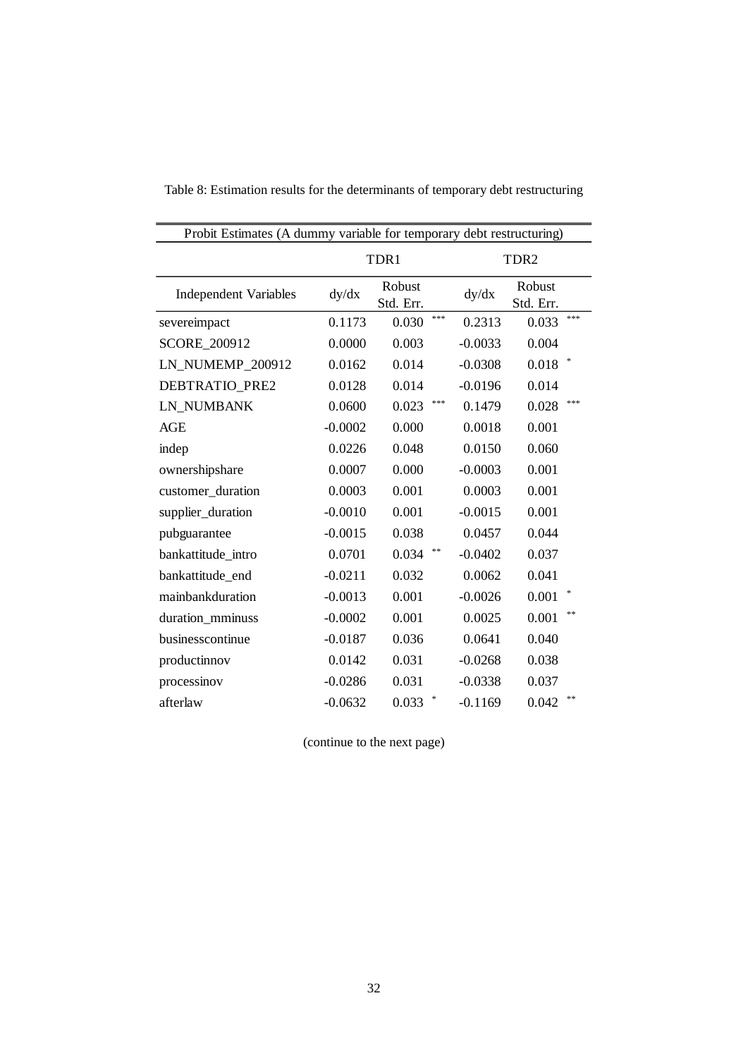Table 8: Estimation results for the determinants of temporary debt restructuring

| Probit Estimates (A dummy variable for temporary debt restructuring) | | | | | | |
|---|---|---|---|---|---|---|
| | TDR1 | | | TDR2 | | |
| Independent Variables | dy/dx | Robust Std. Err. | | dy/dx | Robust Std. Err. | |
| severeimpact | 0.1173 | 0.030 | *** | 0.2313 | 0.033 | *** |
| SCORE_200912 | 0.0000 | 0.003 | | -0.0033 | 0.004 | |
| LN_NUMEMP_200912 | 0.0162 | 0.014 | | -0.0308 | 0.018 | * |
| DEBTRATIO_PRE2 | 0.0128 | 0.014 | | -0.0196 | 0.014 | |
| LN_NUMBANK | 0.0600 | 0.023 | *** | 0.1479 | 0.028 | *** |
| AGE | -0.0002 | 0.000 | | 0.0018 | 0.001 | |
| indep | 0.0226 | 0.048 | | 0.0150 | 0.060 | |
| ownershipshare | 0.0007 | 0.000 | | -0.0003 | 0.001 | |
| customer_duration | 0.0003 | 0.001 | | 0.0003 | 0.001 | |
| supplier_duration | -0.0010 | 0.001 | | -0.0015 | 0.001 | |
| pubguarantee | -0.0015 | 0.038 | | 0.0457 | 0.044 | |
| bankattitude_intro | 0.0701 | 0.034 | ** | -0.0402 | 0.037 | |
| bankattitude_end | -0.0211 | 0.032 | | 0.0062 | 0.041 | |
| mainbankduration | -0.0013 | 0.001 | | -0.0026 | 0.001 | * |
| duration_mminuss | -0.0002 | 0.001 | | 0.0025 | 0.001 | ** |
| businesscontinue | -0.0187 | 0.036 | | 0.0641 | 0.040 | |
| productinnov | 0.0142 | 0.031 | | -0.0268 | 0.038 | |
| processinov | -0.0286 | 0.031 | | -0.0338 | 0.037 | |
| afterlaw | -0.0632 | 0.033 | * | -0.1169 | 0.042 | ** |

(continue to the next page)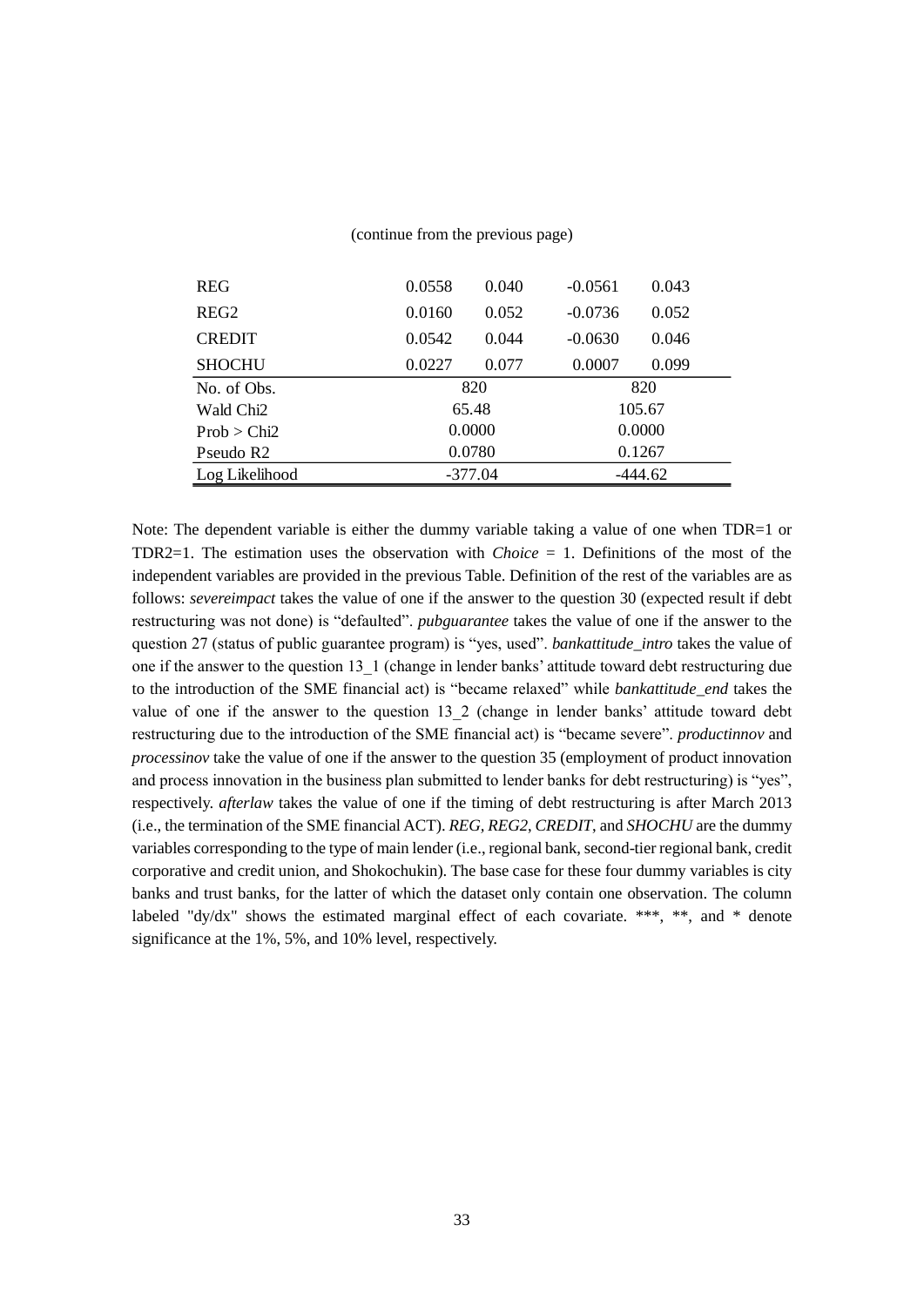(continue from the previous page)

| | | | | |
|---|---|---|---|---|
| REG | 0.0558 | 0.040 | -0.0561 | 0.043 |
| REG2 | 0.0160 | 0.052 | -0.0736 | 0.052 |
| CREDIT | 0.0542 | 0.044 | -0.0630 | 0.046 |
| SHOCHU | 0.0227 | 0.077 | 0.0007 | 0.099 |
| No. of Obs. | 820 | | 820 | |
| Wald Chi2 | 65.48 | | 105.67 | |
| Prob > Chi2 | 0.0000 | | 0.0000 | |
| Pseudo R2 | 0.0780 | | 0.1267 | |
| Log Likelihood | -377.04 | | -444.62 | |

Note: The dependent variable is either the dummy variable taking a value of one when TDR=1 or TDR2=1. The estimation uses the observation with *Choice* = 1. Definitions of the most of the independent variables are provided in the previous Table. Definition of the rest of the variables are as follows: *severeimpact* takes the value of one if the answer to the question 30 (expected result if debt restructuring was not done) is "defaulted". *pubguarantee* takes the value of one if the answer to the question 27 (status of public guarantee program) is "yes, used". *bankattitude_intro* takes the value of one if the answer to the question 13_1 (change in lender banks' attitude toward debt restructuring due to the introduction of the SME financial act) is "became relaxed" while *bankattitude_end* takes the value of one if the answer to the question 13_2 (change in lender banks' attitude toward debt restructuring due to the introduction of the SME financial act) is "became severe". *productinnov* and *processinov* take the value of one if the answer to the question 35 (employment of product innovation and process innovation in the business plan submitted to lender banks for debt restructuring) is "yes", respectively. *afterlaw* takes the value of one if the timing of debt restructuring is after March 2013 (i.e., the termination of the SME financial ACT). *REG*, *REG2*, *CREDIT*, and *SHOCHU* are the dummy variables corresponding to the type of main lender (i.e., regional bank, second-tier regional bank, credit corporative and credit union, and Shokochukin). The base case for these four dummy variables is city banks and trust banks, for the latter of which the dataset only contain one observation. The column labeled "dy/dx" shows the estimated marginal effect of each covariate. ***, **, and * denote significance at the 1%, 5%, and 10% level, respectively.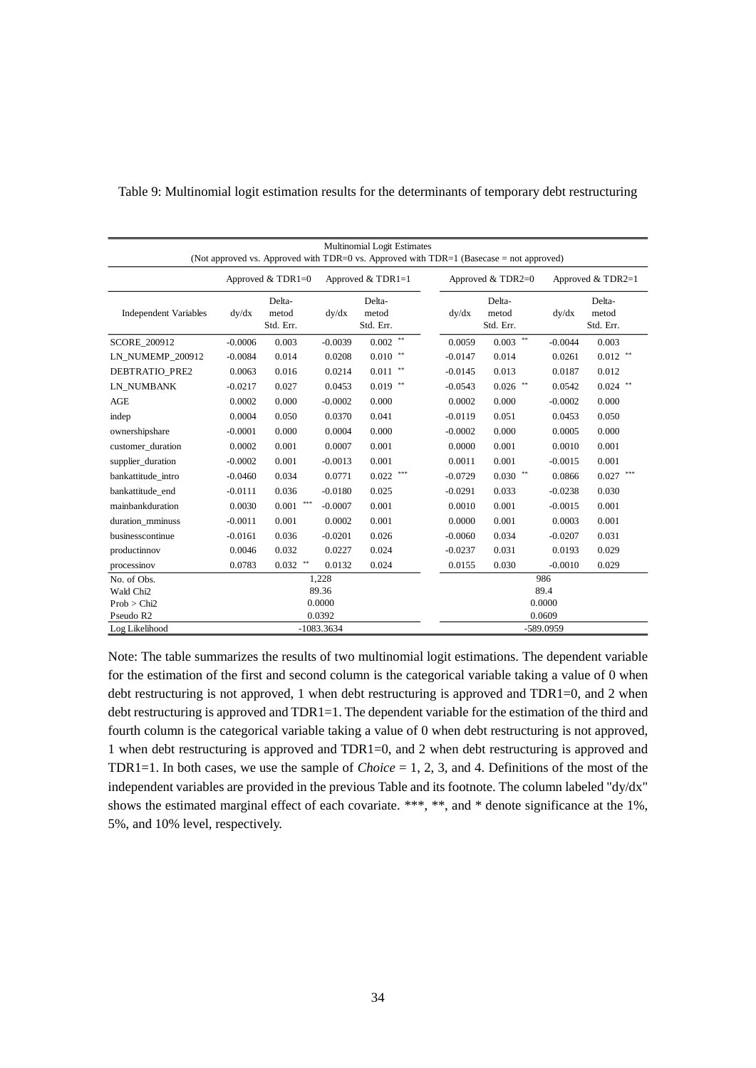Table 9: Multinomial logit estimation results for the determinants of temporary debt restructuring

| Multinomial Logit Estimates (Not approved vs. Approved with TDR=0 vs. Approved with TDR=1 (Basecase = not approved)) | | | | | | | | |
|---|---|---|---|---|---|---|---|---|
| | Approved & TDR1=0 | | Approved & TDR1=1 | | Approved & TDR2=0 | | Approved & TDR2=1 | |
| Independent Variables | dy/dx | Delta-metod Std. Err. | dy/dx | Delta-metod Std. Err. | dy/dx | Delta-metod Std. Err. | dy/dx | Delta-metod Std. Err. |
| SCORE_200912 | -0.0006 | 0.003 | -0.0039 | 0.002 ** | 0.0059 | 0.003 ** | -0.0044 | 0.003 |
| LN_NUMEMP_200912 | -0.0084 | 0.014 | 0.0208 | 0.010 ** | -0.0147 | 0.014 | 0.0261 | 0.012 ** |
| DEBTRATIO_PRE2 | 0.0063 | 0.016 | 0.0214 | 0.011 ** | -0.0145 | 0.013 | 0.0187 | 0.012 |
| LN_NUMBANK | -0.0217 | 0.027 | 0.0453 | 0.019 ** | -0.0543 | 0.026 ** | 0.0542 | 0.024 ** |
| AGE | 0.0002 | 0.000 | -0.0002 | 0.000 | 0.0002 | 0.000 | -0.0002 | 0.000 |
| indep | 0.0004 | 0.050 | 0.0370 | 0.041 | -0.0119 | 0.051 | 0.0453 | 0.050 |
| ownershipshare | -0.0001 | 0.000 | 0.0004 | 0.000 | -0.0002 | 0.000 | 0.0005 | 0.000 |
| customer_duration | 0.0002 | 0.001 | 0.0007 | 0.001 | 0.0000 | 0.001 | 0.0010 | 0.001 |
| supplier_duration | -0.0002 | 0.001 | -0.0013 | 0.001 | 0.0011 | 0.001 | -0.0015 | 0.001 |
| bankattitude_intro | -0.0460 | 0.034 | 0.0771 | 0.022 *** | -0.0729 | 0.030 ** | 0.0866 | 0.027 *** |
| bankattitude_end | -0.0111 | 0.036 | -0.0180 | 0.025 | -0.0291 | 0.033 | -0.0238 | 0.030 |
| mainbankduration | 0.0030 | 0.001 *** | -0.0007 | 0.001 | 0.0010 | 0.001 | -0.0015 | 0.001 |
| duration_mminuss | -0.0011 | 0.001 | 0.0002 | 0.001 | 0.0000 | 0.001 | 0.0003 | 0.001 |
| businesscontinue | -0.0161 | 0.036 | -0.0201 | 0.026 | -0.0060 | 0.034 | -0.0207 | 0.031 |
| productinnov | 0.0046 | 0.032 | 0.0227 | 0.024 | -0.0237 | 0.031 | 0.0193 | 0.029 |
| processinov | 0.0783 | 0.032 ** | 0.0132 | 0.024 | 0.0155 | 0.030 | -0.0010 | 0.029 |
| No. of Obs. | 1,228 | | | | 986 | | | |
| Wald Chi2 | 89.36 | | | | 89.4 | | | |
| Prob > Chi2 | 0.0000 | | | | 0.0000 | | | |
| Pseudo R2 | 0.0392 | | | | 0.0609 | | | |
| Log Likelihood | -1083.3634 | | | | -589.0959 | | | |

Note: The table summarizes the results of two multinomial logit estimations. The dependent variable for the estimation of the first and second column is the categorical variable taking a value of 0 when debt restructuring is not approved, 1 when debt restructuring is approved and TDR1=0, and 2 when debt restructuring is approved and TDR1=1. The dependent variable for the estimation of the third and fourth column is the categorical variable taking a value of 0 when debt restructuring is not approved, 1 when debt restructuring is approved and TDR1=0, and 2 when debt restructuring is approved and TDR1=1. In both cases, we use the sample of *Choice* = 1, 2, 3, and 4. Definitions of the most of the independent variables are provided in the previous Table and its footnote. The column labeled "dy/dx" shows the estimated marginal effect of each covariate. ***, **, and * denote significance at the 1%, 5%, and 10% level, respectively.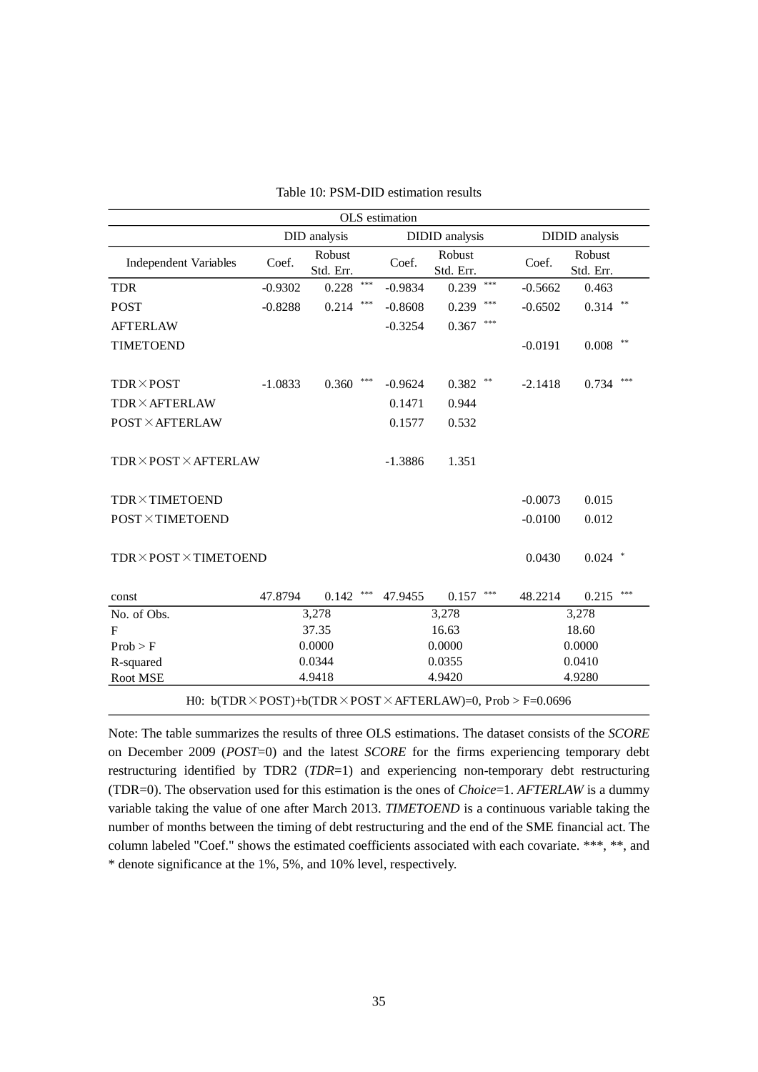Table 10: PSM-DID estimation results

| OLS estimation | | | | | | |
|---|---|---|---|---|---|---|
| | DID analysis | | DIDID analysis | | DIDID analysis | |
| Independent Variables | Coef. | Robust Std. Err. | Coef. | Robust Std. Err. | Coef. | Robust Std. Err. |
| TDR | -0.9302 | 0.228 *** | -0.9834 | 0.239 *** | -0.5662 | 0.463 |
| POST | -0.8288 | 0.214 *** | -0.8608 | 0.239 *** | -0.6502 | 0.314 ** |
| AFTERLAW | | | -0.3254 | 0.367 *** | | |
| TIMETOEND | | | | | -0.0191 | 0.008 ** |
| TDR×POST | -1.0833 | 0.360 *** | -0.9624 | 0.382 ** | -2.1418 | 0.734 *** |
| TDR×AFTERLAW | | | 0.1471 | 0.944 | | |
| POST×AFTERLAW | | | 0.1577 | 0.532 | | |
| TDR×POST×AFTERLAW | | | -1.3886 | 1.351 | | |
| TDR×TIMETOEND | | | | | -0.0073 | 0.015 |
| POST×TIMETOEND | | | | | -0.0100 | 0.012 |
| TDR×POST×TIMETOEND | | | | | 0.0430 | 0.024 * |
| const | 47.8794 | 0.142 *** | 47.9455 | 0.157 *** | 48.2214 | 0.215 *** |
| No. of Obs. | 3,278 | | 3,278 | | 3,278 | |
| F | 37.35 | | 16.63 | | 18.60 | |
| Prob > F | 0.0000 | | 0.0000 | | 0.0000 | |
| R-squared | 0.0344 | | 0.0355 | | 0.0410 | |
| Root MSE | 4.9418 | | 4.9420 | | 4.9280 | |

H0: b(TDR×POST)+b(TDR×POST×AFTERLAW)=0, Prob > F=0.0696

Note: The table summarizes the results of three OLS estimations. The dataset consists of the *SCORE* on December 2009 (*POST*=0) and the latest *SCORE* for the firms experiencing temporary debt restructuring identified by TDR2 (*TDR*=1) and experiencing non-temporary debt restructuring (TDR=0). The observation used for this estimation is the ones of *Choice*=1. *AFTERLAW* is a dummy variable taking the value of one after March 2013. *TIMETOEND* is a continuous variable taking the number of months between the timing of debt restructuring and the end of the SME financial act. The column labeled "Coef." shows the estimated coefficients associated with each covariate. ***, **, and * denote significance at the 1%, 5%, and 10% level, respectively.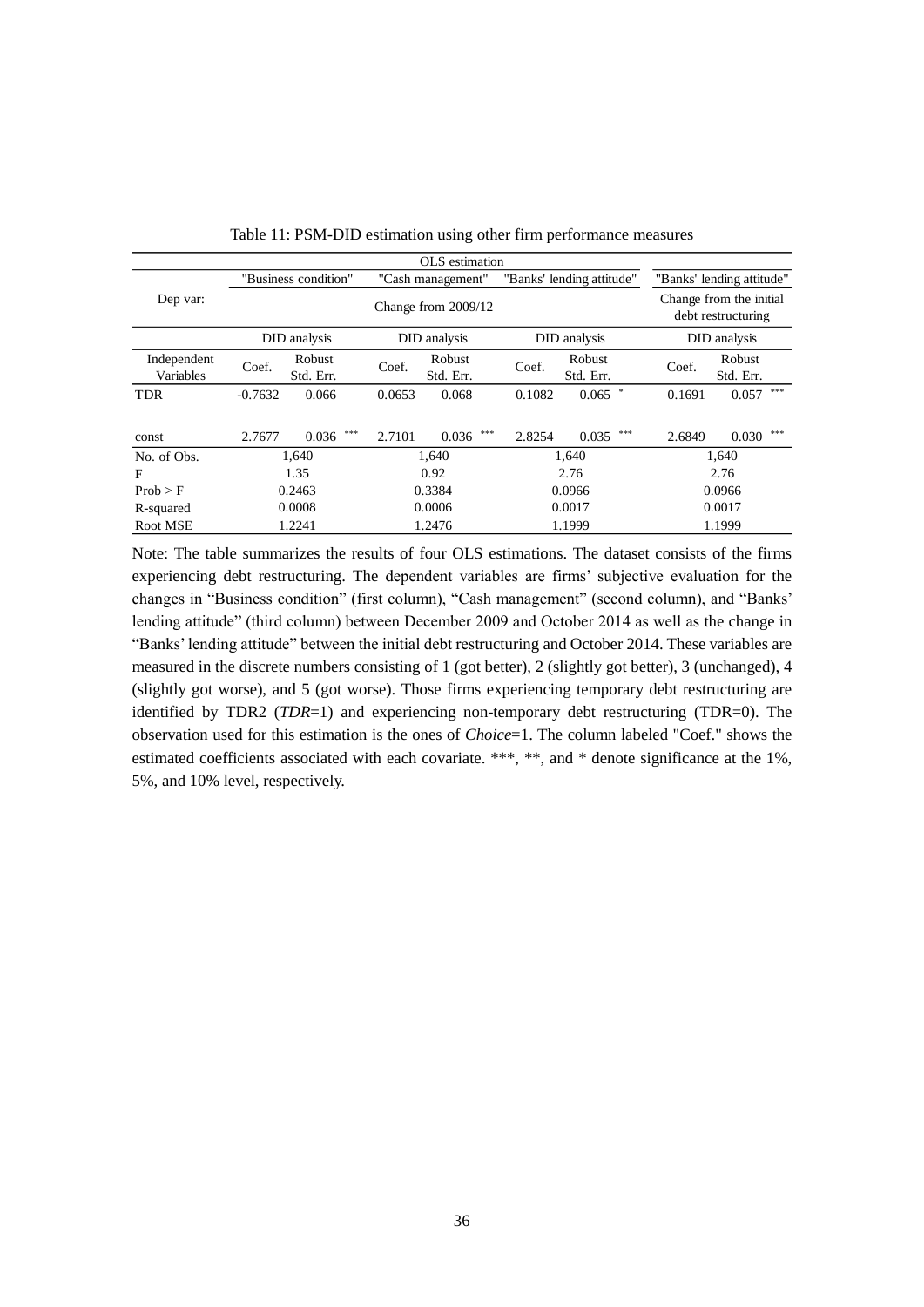Table 11: PSM-DID estimation using other firm performance measures

| | OLS estimation | | | | | | | | | | | | |
|---|---|---|---|---|---|---|---|---|---|---|---|---|---|
| | "Business condition" | | | "Cash management" | | | "Banks' lending attitude" | | | "Banks' lending attitude" | | | |
| Dep var: | Change from 2009/12 | | | | | | | | | Change from the initial debt restructuring | | | |
| | DID analysis | | | DID analysis | | | DID analysis | | | DID analysis | | | |
| Independent Variables | Coef. | Robust Std. Err. | | Coef. | Robust Std. Err. | | Coef. | Robust Std. Err. | | Coef. | Robust Std. Err. | | |
| TDR | -0.7632 | 0.066 | | 0.0653 | 0.068 | | 0.1082 | 0.065 | * | 0.1691 | 0.057 | *** | |
| const | 2.7677 | 0.036 | *** | 2.7101 | 0.036 | *** | 2.8254 | 0.035 | *** | 2.6849 | 0.030 | *** | |
| No. of Obs. | 1,640 | | | 1,640 | | | 1,640 | | | 1,640 | | | |
| F | 1.35 | | | 0.92 | | | 2.76 | | | 2.76 | | | |
| Prob > F | 0.2463 | | | 0.3384 | | | 0.0966 | | | 0.0966 | | | |
| R-squared | 0.0008 | | | 0.0006 | | | 0.0017 | | | 0.0017 | | | |
| Root MSE | 1.2241 | | | 1.2476 | | | 1.1999 | | | 1.1999 | | | |

Note: The table summarizes the results of four OLS estimations. The dataset consists of the firms experiencing debt restructuring. The dependent variables are firms' subjective evaluation for the changes in "Business condition" (first column), "Cash management" (second column), and "Banks' lending attitude" (third column) between December 2009 and October 2014 as well as the change in "Banks' lending attitude" between the initial debt restructuring and October 2014. These variables are measured in the discrete numbers consisting of 1 (got better), 2 (slightly got better), 3 (unchanged), 4 (slightly got worse), and 5 (got worse). Those firms experiencing temporary debt restructuring are identified by TDR2 (*TDR*=1) and experiencing non-temporary debt restructuring (TDR=0). The observation used for this estimation is the ones of *Choice*=1. The column labeled "Coef." shows the estimated coefficients associated with each covariate. ***, **, and * denote significance at the 1%, 5%, and 10% level, respectively.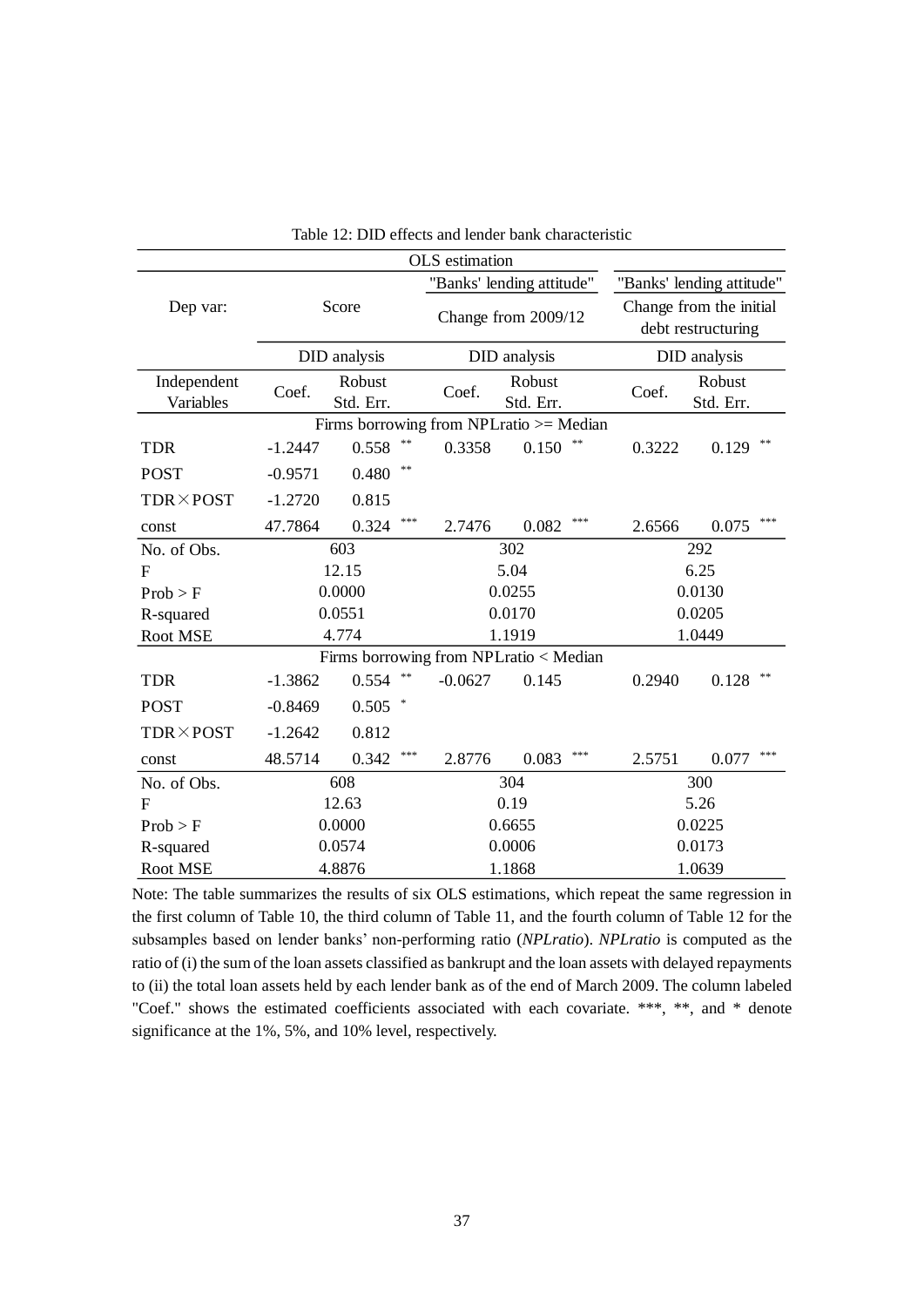Table 12: DID effects and lender bank characteristic

| | OLS estimation | | | | | | | | |
|---|---|---|---|---|---|---|---|---|---|
| Dep var: | Score | | | "Banks' lending attitude" Change from 2009/12 | | | "Banks' lending attitude" Change from the initial debt restructuring | | |
| | DID analysis | | | DID analysis | | | DID analysis | | |
| Independent Variables | Coef. | Robust Std. Err. | | Coef. | Robust Std. Err. | | Coef. | Robust Std. Err. | |
| **Firms borrowing from NPLratio >= Median** | | | | | | | | | |
| TDR | -1.2447 | 0.558 | ** | 0.3358 | 0.150 | ** | 0.3222 | 0.129 | ** |
| POST | -0.9571 | 0.480 | ** | | | | | | |
| TDR×POST | -1.2720 | 0.815 | | | | | | | |
| const | 47.7864 | 0.324 | *** | 2.7476 | 0.082 | *** | 2.6566 | 0.075 | *** |
| No. of Obs. | 603 | | | 302 | | | 292 | | |
| F | 12.15 | | | 5.04 | | | 6.25 | | |
| Prob > F | 0.0000 | | | 0.0255 | | | 0.0130 | | |
| R-squared | 0.0551 | | | 0.0170 | | | 0.0205 | | |
| Root MSE | 4.774 | | | 1.1919 | | | 1.0449 | | |
| **Firms borrowing from NPLratio < Median** | | | | | | | | | |
| TDR | -1.3862 | 0.554 | ** | -0.0627 | 0.145 | | 0.2940 | 0.128 | ** |
| POST | -0.8469 | 0.505 | * | | | | | | |
| TDR×POST | -1.2642 | 0.812 | | | | | | | |
| const | 48.5714 | 0.342 | *** | 2.8776 | 0.083 | *** | 2.5751 | 0.077 | *** |
| No. of Obs. | 608 | | | 304 | | | 300 | | |
| F | 12.63 | | | 0.19 | | | 5.26 | | |
| Prob > F | 0.0000 | | | 0.6655 | | | 0.0225 | | |
| R-squared | 0.0574 | | | 0.0006 | | | 0.0173 | | |
| Root MSE | 4.8876 | | | 1.1868 | | | 1.0639 | | |

Note: The table summarizes the results of six OLS estimations, which repeat the same regression in the first column of Table 10, the third column of Table 11, and the fourth column of Table 12 for the subsamples based on lender banks' non-performing ratio (*NPLratio*). *NPLratio* is computed as the ratio of (i) the sum of the loan assets classified as bankrupt and the loan assets with delayed repayments to (ii) the total loan assets held by each lender bank as of the end of March 2009. The column labeled "Coef." shows the estimated coefficients associated with each covariate. ***, **, and * denote significance at the 1%, 5%, and 10% level, respectively.